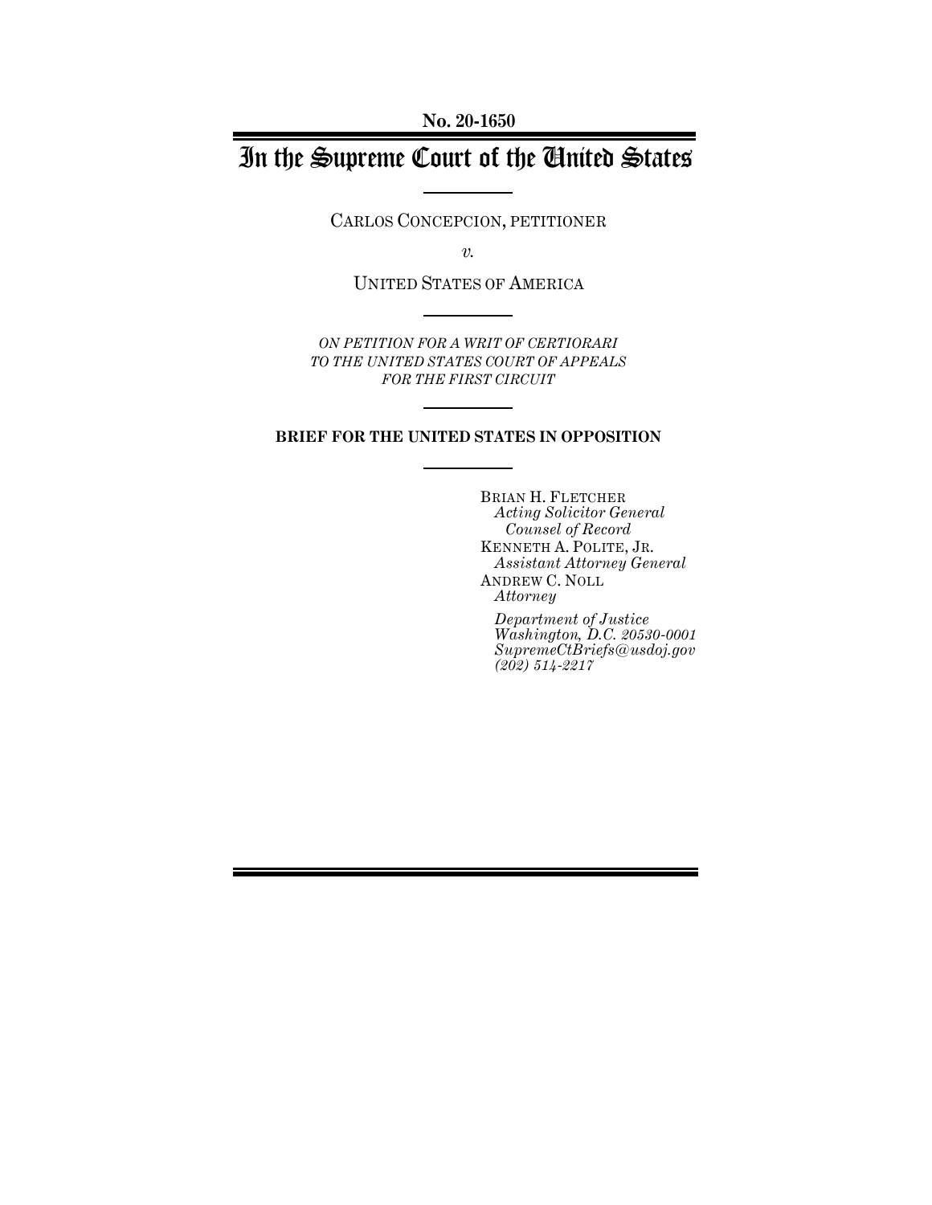**No. 20-1650**

# In the Supreme Court of the United States

CARLOS CONCEPCION, PETITIONER

*v.*

UNITED STATES OF AMERICA

*ON PETITION FOR A WRIT OF CERTIORARI TO THE UNITED STATES COURT OF APPEALS FOR THE FIRST CIRCUIT*

**BRIEF FOR THE UNITED STATES IN OPPOSITION**

BRIAN H. FLETCHER
*Acting Solicitor General*
*Counsel of Record*
KENNETH A. POLITE, JR.
*Assistant Attorney General*
ANDREW C. NOLL
*Attorney*

*Department of Justice*
*Washington, D.C. 20530-0001*
*SupremeCtBriefs@usdoj.gov*
*(202) 514-2217*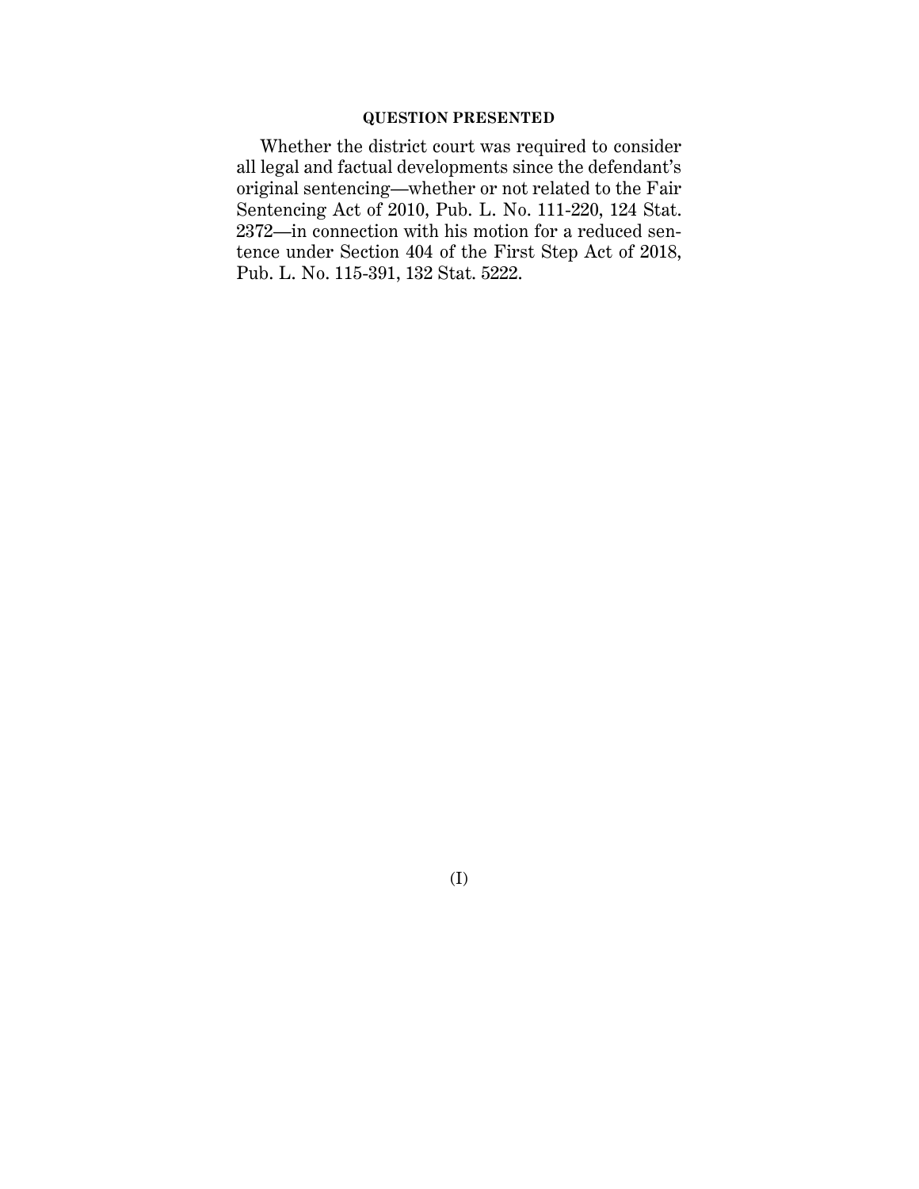## QUESTION PRESENTED

Whether the district court was required to consider all legal and factual developments since the defendant's original sentencing—whether or not related to the Fair Sentencing Act of 2010, Pub. L. No. 111-220, 124 Stat. 2372—in connection with his motion for a reduced sentence under Section 404 of the First Step Act of 2018, Pub. L. No. 115-391, 132 Stat. 5222.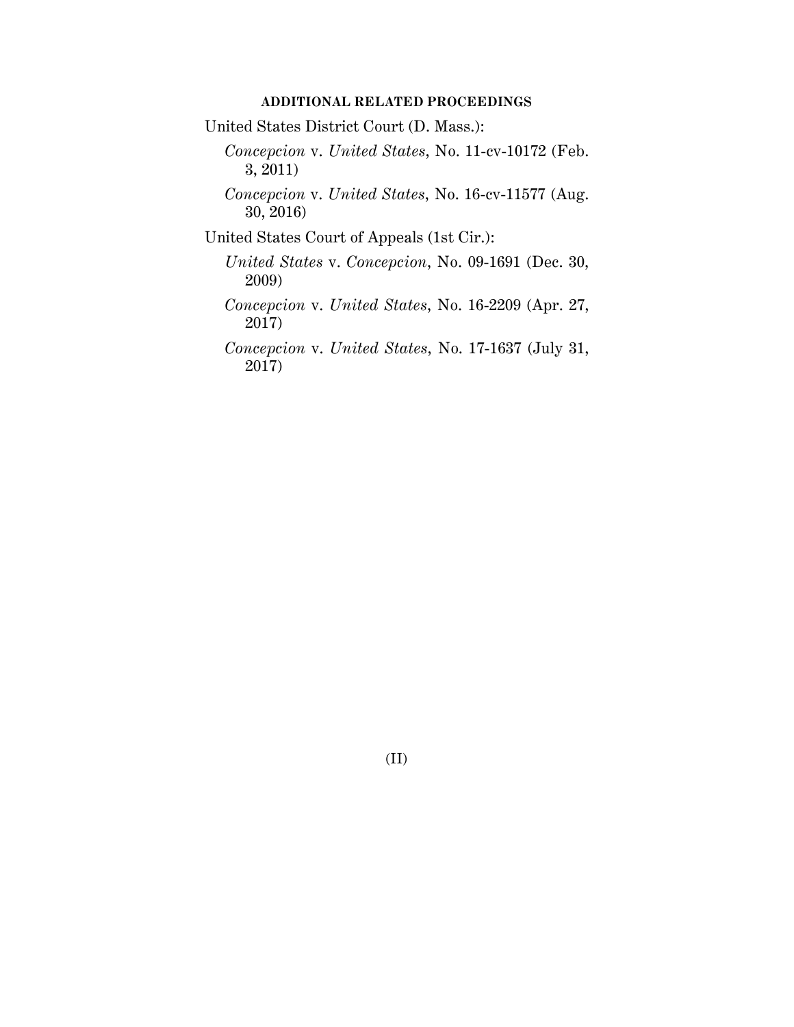## ADDITIONAL RELATED PROCEEDINGS

United States District Court (D. Mass.):

*Concepcion* v. *United States*, No. 11-cv-10172 (Feb. 3, 2011)

*Concepcion* v. *United States*, No. 16-cv-11577 (Aug. 30, 2016)

United States Court of Appeals (1st Cir.):

*United States* v. *Concepcion*, No. 09-1691 (Dec. 30, 2009)

*Concepcion* v. *United States*, No. 16-2209 (Apr. 27, 2017)

*Concepcion* v. *United States*, No. 17-1637 (July 31, 2017)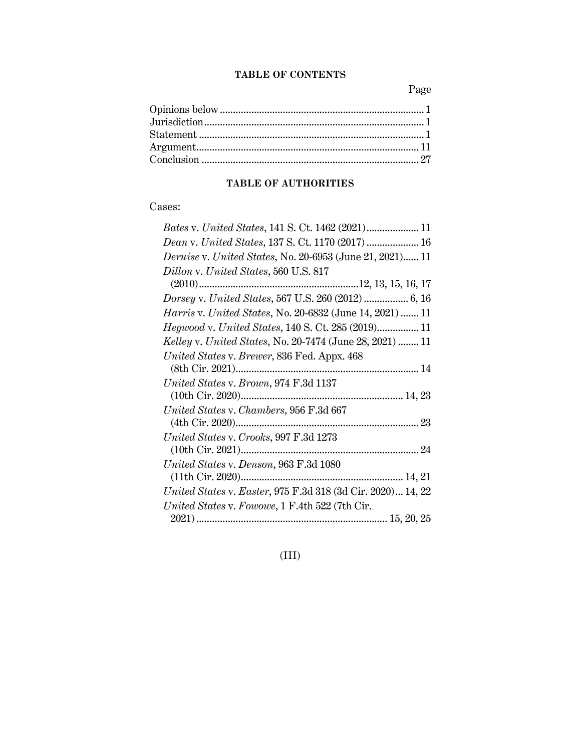## TABLE OF CONTENTS

| | Page |
|---|---|
| Opinions below | 1 |
| Jurisdiction | 1 |
| Statement | 1 |
| Argument | 11 |
| Conclusion | 27 |

## TABLE OF AUTHORITIES

Cases:

| | |
|---|---|
| *Bates* v. *United States*, 141 S. Ct. 1462 (2021) | 11 |
| *Dean* v. *United States*, 137 S. Ct. 1170 (2017) | 16 |
| *Deruise* v. *United States*, No. 20-6953 (June 21, 2021) | 11 |
| *Dillon* v. *United States*, 560 U.S. 817 (2010) | 12, 13, 15, 16, 17 |
| *Dorsey* v. *United States*, 567 U.S. 260 (2012) | 6, 16 |
| *Harris* v. *United States*, No. 20-6832 (June 14, 2021) | 11 |
| *Hegwood* v. *United States*, 140 S. Ct. 285 (2019) | 11 |
| *Kelley* v. *United States*, No. 20-7474 (June 28, 2021) | 11 |
| *United States* v. *Brewer*, 836 Fed. Appx. 468 (8th Cir. 2021) | 14 |
| *United States* v. *Brown*, 974 F.3d 1137 (10th Cir. 2020) | 14, 23 |
| *United States* v. *Chambers*, 956 F.3d 667 (4th Cir. 2020) | 23 |
| *United States* v. *Crooks*, 997 F.3d 1273 (10th Cir. 2021) | 24 |
| *United States* v. *Denson*, 963 F.3d 1080 (11th Cir. 2020) | 14, 21 |
| *United States* v. *Easter*, 975 F.3d 318 (3d Cir. 2020) | 14, 22 |
| *United States* v. *Fowowe*, 1 F.4th 522 (7th Cir. 2021) | 15, 20, 25 |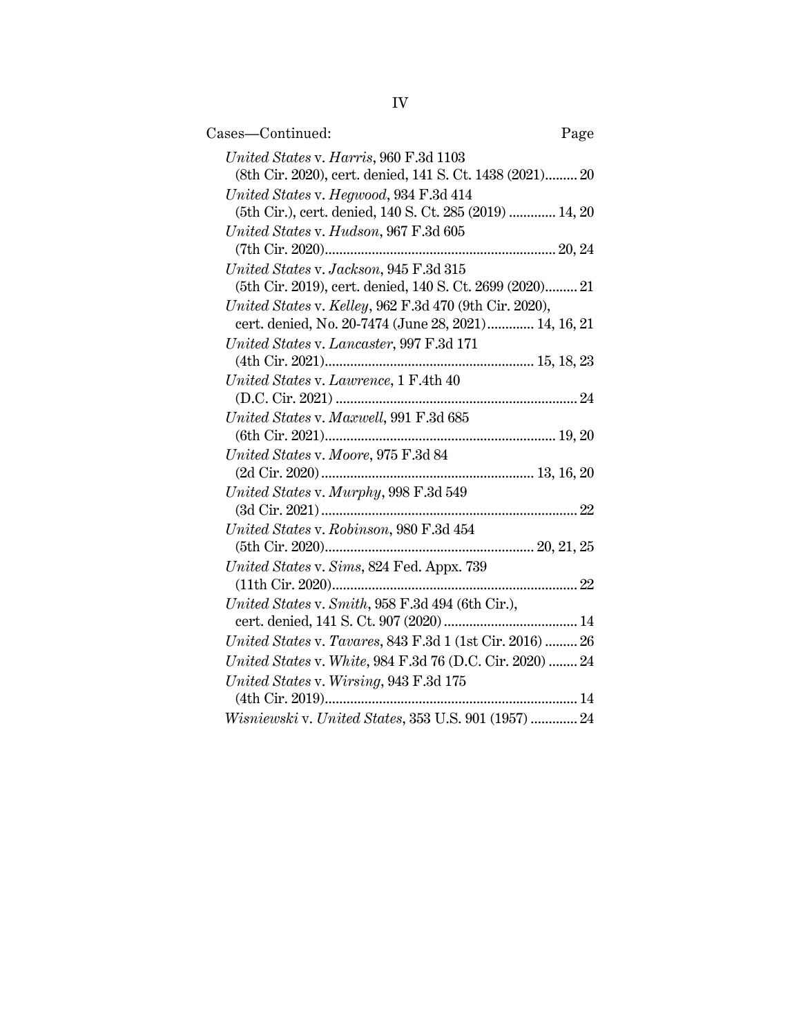Cases—Continued: Page

*United States* v. *Harris*, 960 F.3d 1103 (8th Cir. 2020), cert. denied, 141 S. Ct. 1438 (2021) ......... 20

*United States* v. *Hegwood*, 934 F.3d 414 (5th Cir.), cert. denied, 140 S. Ct. 285 (2019) ............. 14, 20

*United States* v. *Hudson*, 967 F.3d 605 (7th Cir. 2020) ............................................................... 20, 24

*United States* v. *Jackson*, 945 F.3d 315 (5th Cir. 2019), cert. denied, 140 S. Ct. 2699 (2020) ......... 21

*United States* v. *Kelley*, 962 F.3d 470 (9th Cir. 2020), cert. denied, No. 20-7474 (June 28, 2021) ............. 14, 16, 21

*United States* v. *Lancaster*, 997 F.3d 171 (4th Cir. 2021) .......................................................... 15, 18, 23

*United States* v. *Lawrence*, 1 F.4th 40 (D.C. Cir. 2021) .................................................................. 24

*United States* v. *Maxwell*, 991 F.3d 685 (6th Cir. 2021) ............................................................... 19, 20

*United States* v. *Moore*, 975 F.3d 84 (2d Cir. 2020) .......................................................... 13, 16, 20

*United States* v. *Murphy*, 998 F.3d 549 (3d Cir. 2021) ....................................................................... 22

*United States* v. *Robinson*, 980 F.3d 454 (5th Cir. 2020) .......................................................... 20, 21, 25

*United States* v. *Sims*, 824 Fed. Appx. 739 (11th Cir. 2020) .................................................................... 22

*United States* v. *Smith*, 958 F.3d 494 (6th Cir.), cert. denied, 141 S. Ct. 907 (2020) ..................................... 14

*United States* v. *Tavares*, 843 F.3d 1 (1st Cir. 2016) ......... 26

*United States* v. *White*, 984 F.3d 76 (D.C. Cir. 2020) ........ 24

*United States* v. *Wirsing*, 943 F.3d 175 (4th Cir. 2019) ...................................................................... 14

*Wisniewski* v. *United States*, 353 U.S. 901 (1957) ............. 24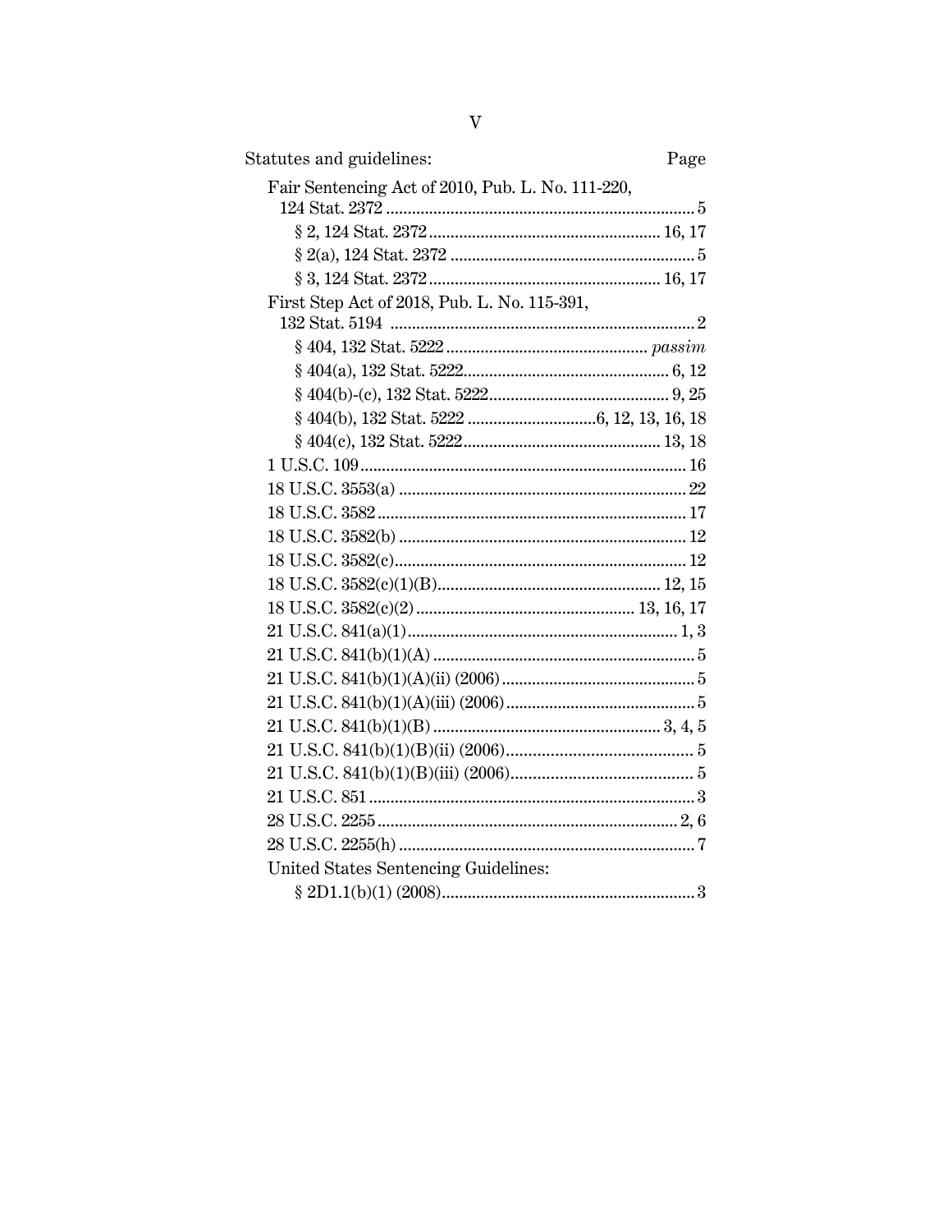Statutes and guidelines: Page

Fair Sentencing Act of 2010, Pub. L. No. 111-220, 124 Stat. 2372 ........................................................................ 5

§ 2, 124 Stat. 2372 ........................................................ 16, 17

§ 2(a), 124 Stat. 2372 ........................................................ 5

§ 3, 124 Stat. 2372 ........................................................ 16, 17

First Step Act of 2018, Pub. L. No. 115-391, 132 Stat. 5194 ........................................................................ 2

§ 404, 132 Stat. 5222 ........................................................ *passim*

§ 404(a), 132 Stat. 5222 ........................................................ 6, 12

§ 404(b)-(c), 132 Stat. 5222 ........................................................ 9, 25

§ 404(b), 132 Stat. 5222 ........................................................ 6, 12, 13, 16, 18

§ 404(c), 132 Stat. 5222 ........................................................ 13, 18

1 U.S.C. 109 ........................................................................ 16

18 U.S.C. 3553(a) ........................................................................ 22

18 U.S.C. 3582 ........................................................................ 17

18 U.S.C. 3582(b) ........................................................................ 12

18 U.S.C. 3582(c) ........................................................................ 12

18 U.S.C. 3582(c)(1)(B) ........................................................................ 12, 15

18 U.S.C. 3582(c)(2) ........................................................................ 13, 16, 17

21 U.S.C. 841(a)(1) ........................................................................ 1, 3

21 U.S.C. 841(b)(1)(A) ........................................................................ 5

21 U.S.C. 841(b)(1)(A)(ii) (2006) ........................................................................ 5

21 U.S.C. 841(b)(1)(A)(iii) (2006) ........................................................................ 5

21 U.S.C. 841(b)(1)(B) ........................................................................ 3, 4, 5

21 U.S.C. 841(b)(1)(B)(ii) (2006) ........................................................................ 5

21 U.S.C. 841(b)(1)(B)(iii) (2006) ........................................................................ 5

21 U.S.C. 851 ........................................................................ 3

28 U.S.C. 2255 ........................................................................ 2, 6

28 U.S.C. 2255(h) ........................................................................ 7

United States Sentencing Guidelines:

§ 2D1.1(b)(1) (2008) ........................................................................ 3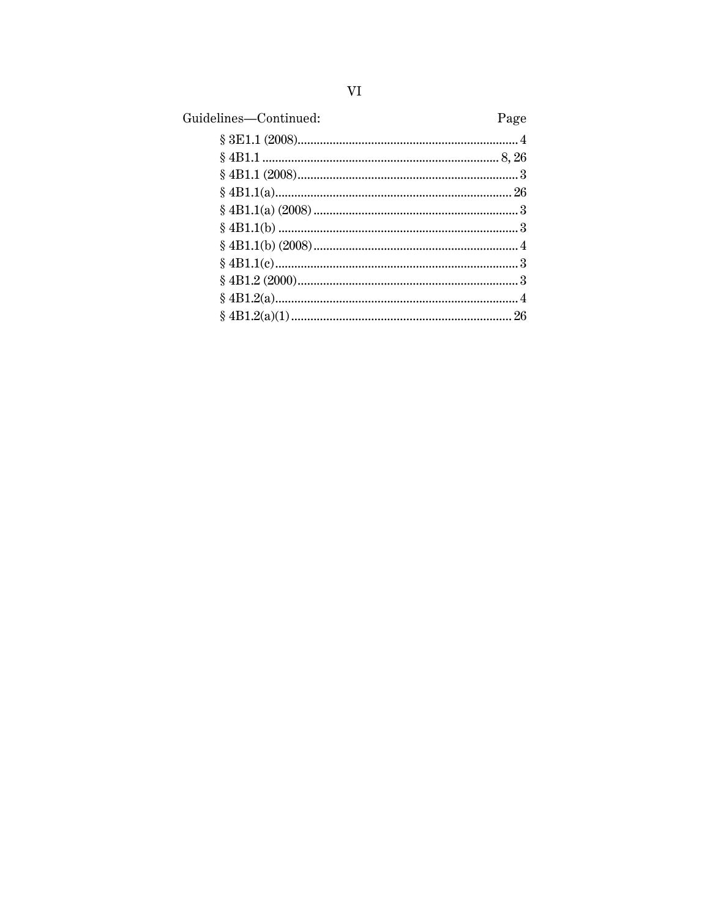Guidelines—Continued: Page

§ 3E1.1 (2008) ........ 4

§ 4B1.1 ........ 8, 26

§ 4B1.1 (2008) ........ 3

§ 4B1.1(a) ........ 26

§ 4B1.1(a) (2008) ........ 3

§ 4B1.1(b) ........ 3

§ 4B1.1(b) (2008) ........ 4

§ 4B1.1(c) ........ 3

§ 4B1.2 (2000) ........ 3

§ 4B1.2(a) ........ 4

§ 4B1.2(a)(1) ........ 26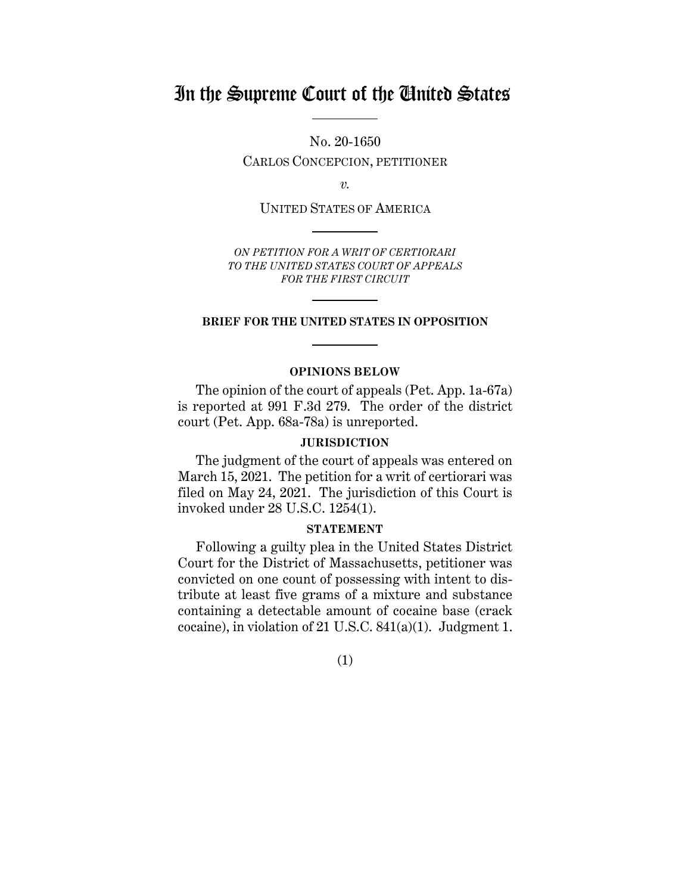# In the Supreme Court of the United States

No. 20-1650

CARLOS CONCEPCION, PETITIONER

*v.*

UNITED STATES OF AMERICA

*ON PETITION FOR A WRIT OF CERTIORARI TO THE UNITED STATES COURT OF APPEALS FOR THE FIRST CIRCUIT*

**BRIEF FOR THE UNITED STATES IN OPPOSITION**

**OPINIONS BELOW**

The opinion of the court of appeals (Pet. App. 1a-67a) is reported at 991 F.3d 279. The order of the district court (Pet. App. 68a-78a) is unreported.

**JURISDICTION**

The judgment of the court of appeals was entered on March 15, 2021. The petition for a writ of certiorari was filed on May 24, 2021. The jurisdiction of this Court is invoked under 28 U.S.C. 1254(1).

**STATEMENT**

Following a guilty plea in the United States District Court for the District of Massachusetts, petitioner was convicted on one count of possessing with intent to distribute at least five grams of a mixture and substance containing a detectable amount of cocaine base (crack cocaine), in violation of 21 U.S.C. 841(a)(1). Judgment 1.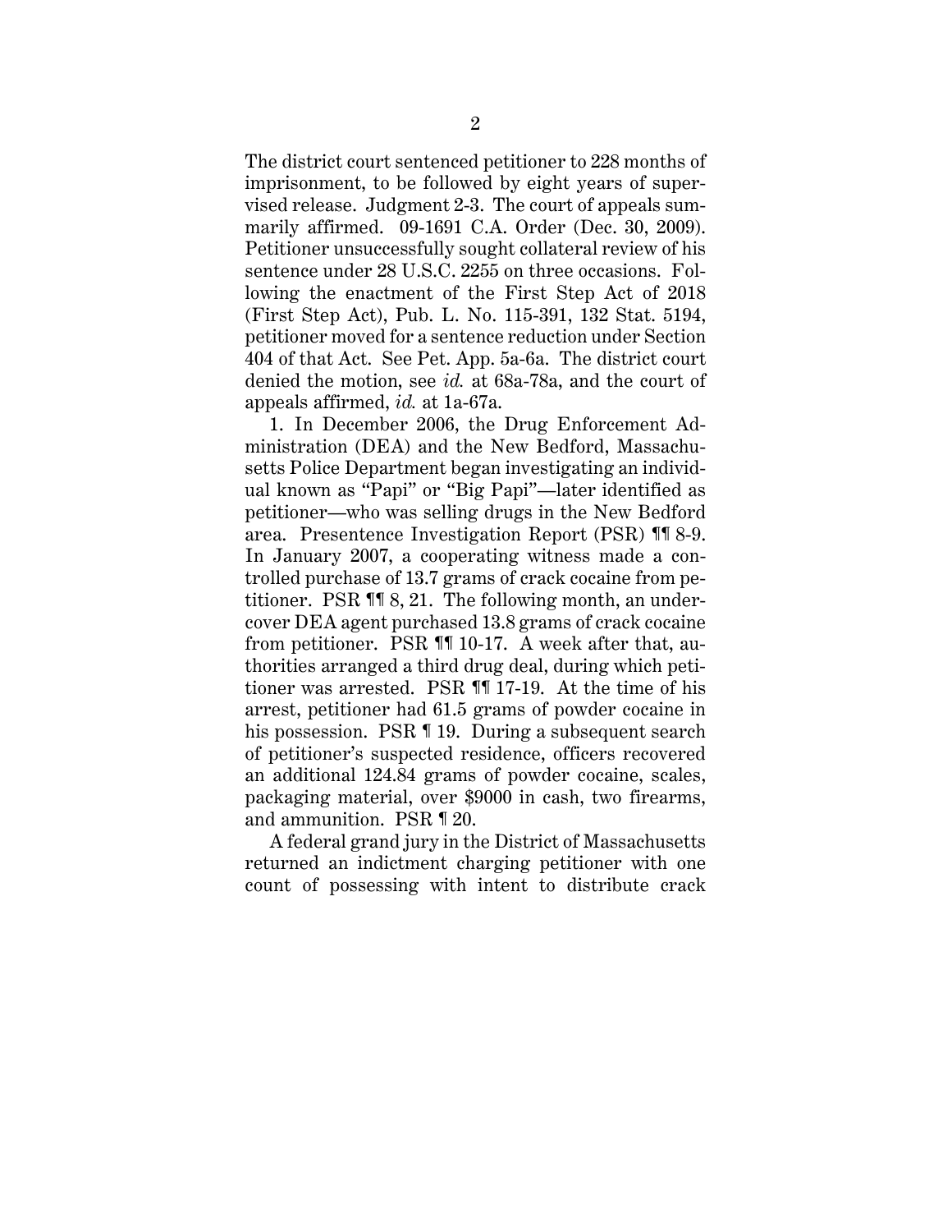The district court sentenced petitioner to 228 months of imprisonment, to be followed by eight years of supervised release. Judgment 2-3. The court of appeals summarily affirmed. 09-1691 C.A. Order (Dec. 30, 2009). Petitioner unsuccessfully sought collateral review of his sentence under 28 U.S.C. 2255 on three occasions. Following the enactment of the First Step Act of 2018 (First Step Act), Pub. L. No. 115-391, 132 Stat. 5194, petitioner moved for a sentence reduction under Section 404 of that Act. See Pet. App. 5a-6a. The district court denied the motion, see *id.* at 68a-78a, and the court of appeals affirmed, *id.* at 1a-67a.

1. In December 2006, the Drug Enforcement Administration (DEA) and the New Bedford, Massachusetts Police Department began investigating an individual known as "Papi" or "Big Papi"—later identified as petitioner—who was selling drugs in the New Bedford area. Presentence Investigation Report (PSR) ¶¶ 8-9. In January 2007, a cooperating witness made a controlled purchase of 13.7 grams of crack cocaine from petitioner. PSR ¶¶ 8, 21. The following month, an undercover DEA agent purchased 13.8 grams of crack cocaine from petitioner. PSR ¶¶ 10-17. A week after that, authorities arranged a third drug deal, during which petitioner was arrested. PSR ¶¶ 17-19. At the time of his arrest, petitioner had 61.5 grams of powder cocaine in his possession. PSR ¶ 19. During a subsequent search of petitioner's suspected residence, officers recovered an additional 124.84 grams of powder cocaine, scales, packaging material, over $9000 in cash, two firearms, and ammunition. PSR ¶ 20.

A federal grand jury in the District of Massachusetts returned an indictment charging petitioner with one count of possessing with intent to distribute crack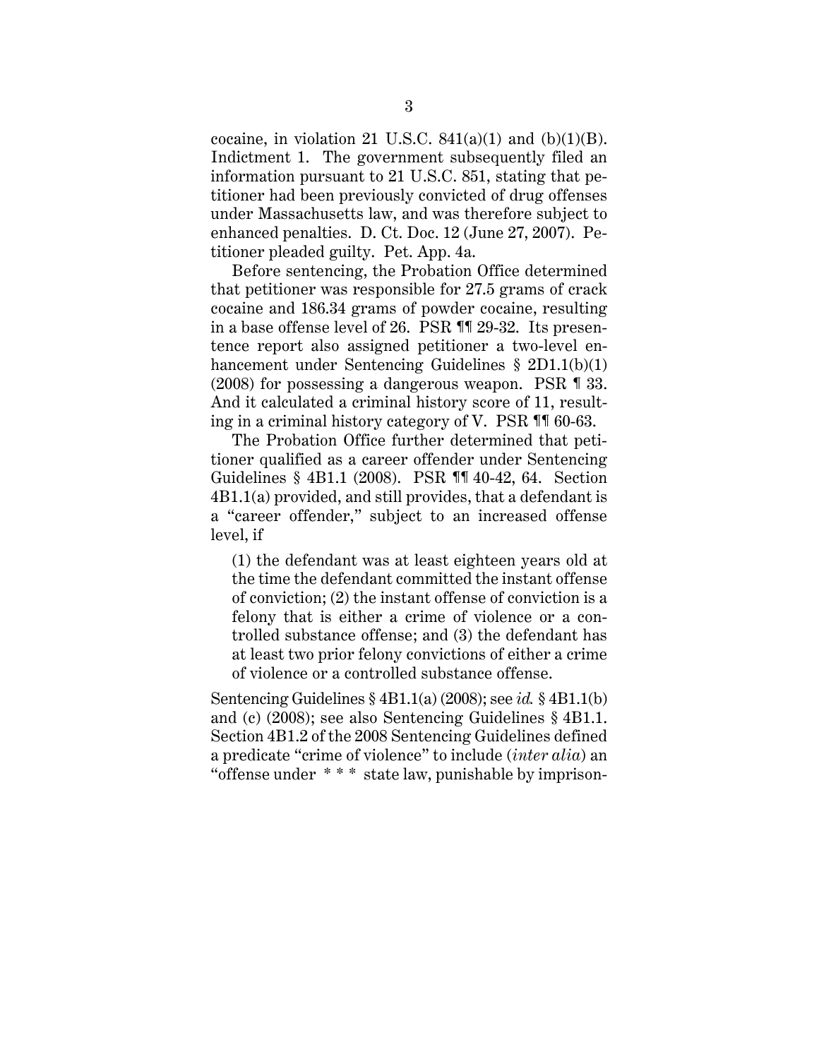cocaine, in violation 21 U.S.C. 841(a)(1) and (b)(1)(B). Indictment 1. The government subsequently filed an information pursuant to 21 U.S.C. 851, stating that petitioner had been previously convicted of drug offenses under Massachusetts law, and was therefore subject to enhanced penalties. D. Ct. Doc. 12 (June 27, 2007). Petitioner pleaded guilty. Pet. App. 4a.

Before sentencing, the Probation Office determined that petitioner was responsible for 27.5 grams of crack cocaine and 186.34 grams of powder cocaine, resulting in a base offense level of 26. PSR ¶¶ 29-32. Its presentence report also assigned petitioner a two-level enhancement under Sentencing Guidelines § 2D1.1(b)(1) (2008) for possessing a dangerous weapon. PSR ¶ 33. And it calculated a criminal history score of 11, resulting in a criminal history category of V. PSR ¶¶ 60-63.

The Probation Office further determined that petitioner qualified as a career offender under Sentencing Guidelines § 4B1.1 (2008). PSR ¶¶ 40-42, 64. Section 4B1.1(a) provided, and still provides, that a defendant is a "career offender," subject to an increased offense level, if

> (1) the defendant was at least eighteen years old at the time the defendant committed the instant offense of conviction; (2) the instant offense of conviction is a felony that is either a crime of violence or a controlled substance offense; and (3) the defendant has at least two prior felony convictions of either a crime of violence or a controlled substance offense.

Sentencing Guidelines § 4B1.1(a) (2008); see *id.* § 4B1.1(b) and (c) (2008); see also Sentencing Guidelines § 4B1.1. Section 4B1.2 of the 2008 Sentencing Guidelines defined a predicate "crime of violence" to include (*inter alia*) an "offense under * * * state law, punishable by imprison-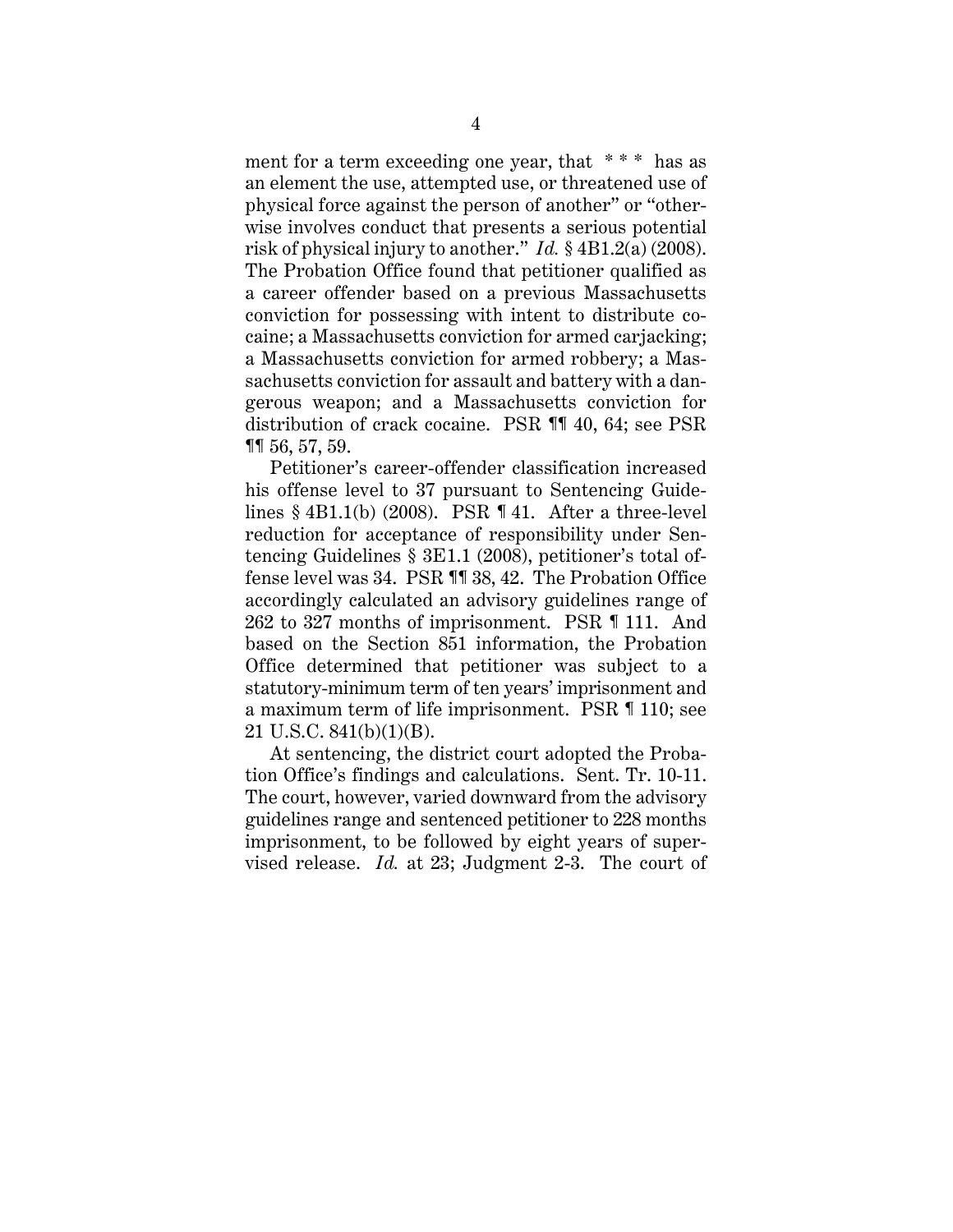ment for a term exceeding one year, that * * * has as an element the use, attempted use, or threatened use of physical force against the person of another" or "otherwise involves conduct that presents a serious potential risk of physical injury to another." *Id.* § 4B1.2(a) (2008). The Probation Office found that petitioner qualified as a career offender based on a previous Massachusetts conviction for possessing with intent to distribute cocaine; a Massachusetts conviction for armed carjacking; a Massachusetts conviction for armed robbery; a Massachusetts conviction for assault and battery with a dangerous weapon; and a Massachusetts conviction for distribution of crack cocaine. PSR ¶¶ 40, 64; see PSR ¶¶ 56, 57, 59.

Petitioner's career-offender classification increased his offense level to 37 pursuant to Sentencing Guidelines § 4B1.1(b) (2008). PSR ¶ 41. After a three-level reduction for acceptance of responsibility under Sentencing Guidelines § 3E1.1 (2008), petitioner's total offense level was 34. PSR ¶¶ 38, 42. The Probation Office accordingly calculated an advisory guidelines range of 262 to 327 months of imprisonment. PSR ¶ 111. And based on the Section 851 information, the Probation Office determined that petitioner was subject to a statutory-minimum term of ten years' imprisonment and a maximum term of life imprisonment. PSR ¶ 110; see 21 U.S.C. 841(b)(1)(B).

At sentencing, the district court adopted the Probation Office's findings and calculations. Sent. Tr. 10-11. The court, however, varied downward from the advisory guidelines range and sentenced petitioner to 228 months imprisonment, to be followed by eight years of supervised release. *Id.* at 23; Judgment 2-3. The court of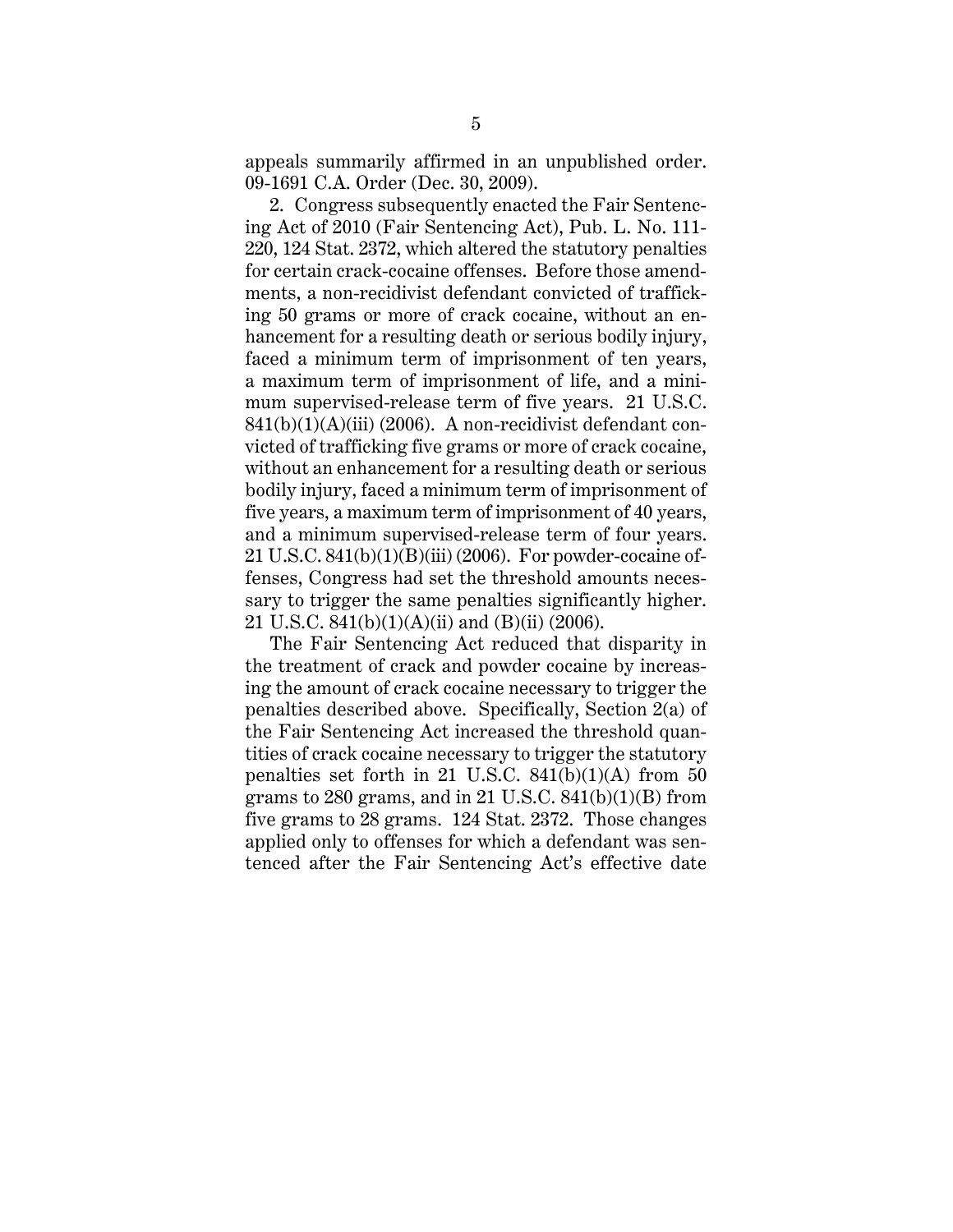appeals summarily affirmed in an unpublished order. 09-1691 C.A. Order (Dec. 30, 2009).

2. Congress subsequently enacted the Fair Sentencing Act of 2010 (Fair Sentencing Act), Pub. L. No. 111-220, 124 Stat. 2372, which altered the statutory penalties for certain crack-cocaine offenses. Before those amendments, a non-recidivist defendant convicted of trafficking 50 grams or more of crack cocaine, without an enhancement for a resulting death or serious bodily injury, faced a minimum term of imprisonment of ten years, a maximum term of imprisonment of life, and a minimum supervised-release term of five years. 21 U.S.C. 841(b)(1)(A)(iii) (2006). A non-recidivist defendant convicted of trafficking five grams or more of crack cocaine, without an enhancement for a resulting death or serious bodily injury, faced a minimum term of imprisonment of five years, a maximum term of imprisonment of 40 years, and a minimum supervised-release term of four years. 21 U.S.C. 841(b)(1)(B)(iii) (2006). For powder-cocaine offenses, Congress had set the threshold amounts necessary to trigger the same penalties significantly higher. 21 U.S.C. 841(b)(1)(A)(ii) and (B)(ii) (2006).

The Fair Sentencing Act reduced that disparity in the treatment of crack and powder cocaine by increasing the amount of crack cocaine necessary to trigger the penalties described above. Specifically, Section 2(a) of the Fair Sentencing Act increased the threshold quantities of crack cocaine necessary to trigger the statutory penalties set forth in 21 U.S.C. 841(b)(1)(A) from 50 grams to 280 grams, and in 21 U.S.C. 841(b)(1)(B) from five grams to 28 grams. 124 Stat. 2372. Those changes applied only to offenses for which a defendant was sentenced after the Fair Sentencing Act's effective date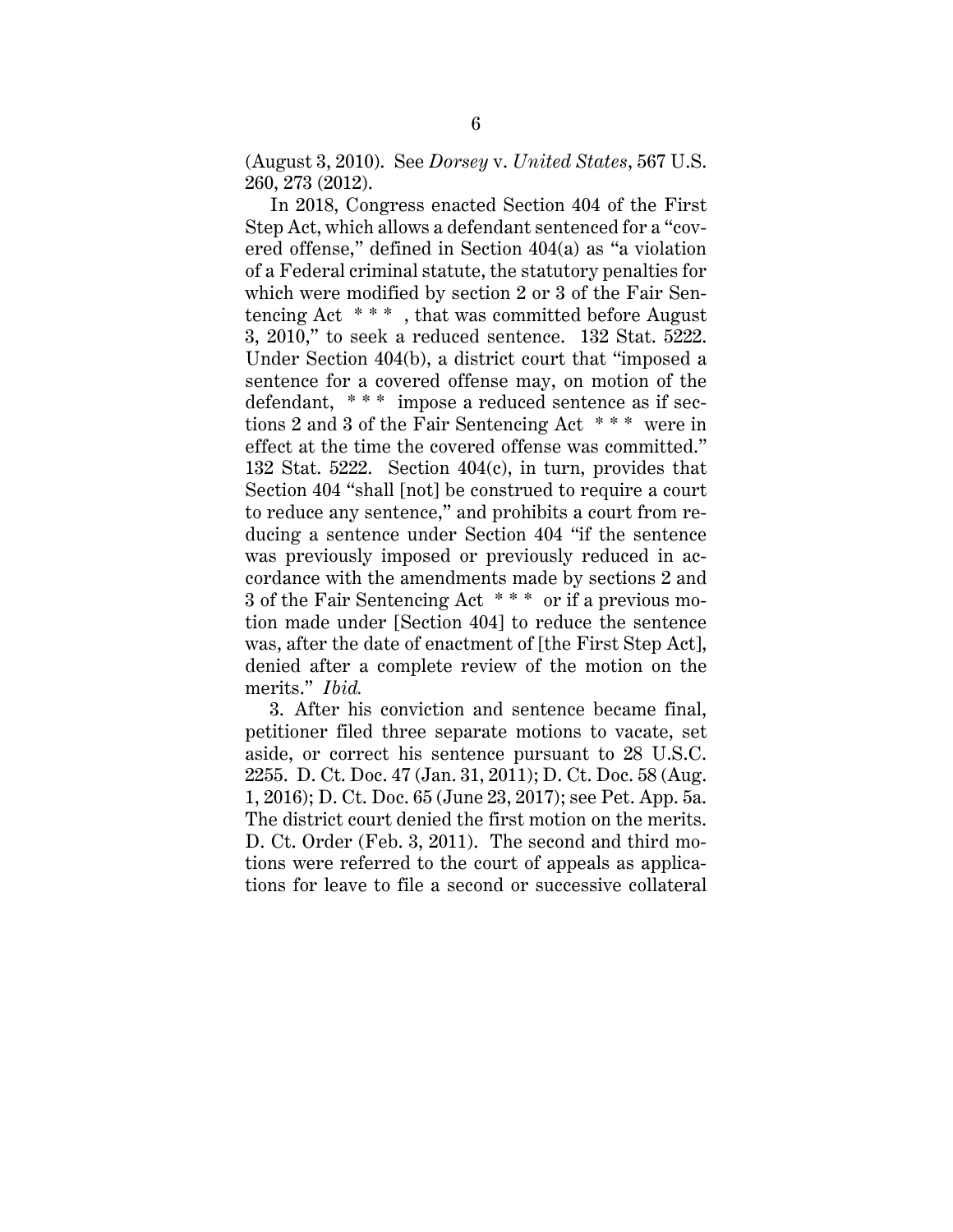(August 3, 2010). See *Dorsey* v. *United States*, 567 U.S. 260, 273 (2012).

In 2018, Congress enacted Section 404 of the First Step Act, which allows a defendant sentenced for a "covered offense," defined in Section 404(a) as "a violation of a Federal criminal statute, the statutory penalties for which were modified by section 2 or 3 of the Fair Sentencing Act * * * , that was committed before August 3, 2010," to seek a reduced sentence. 132 Stat. 5222. Under Section 404(b), a district court that "imposed a sentence for a covered offense may, on motion of the defendant, * * * impose a reduced sentence as if sections 2 and 3 of the Fair Sentencing Act * * * were in effect at the time the covered offense was committed." 132 Stat. 5222. Section 404(c), in turn, provides that Section 404 "shall [not] be construed to require a court to reduce any sentence," and prohibits a court from reducing a sentence under Section 404 "if the sentence was previously imposed or previously reduced in accordance with the amendments made by sections 2 and 3 of the Fair Sentencing Act * * * or if a previous motion made under [Section 404] to reduce the sentence was, after the date of enactment of [the First Step Act], denied after a complete review of the motion on the merits." *Ibid.*

3. After his conviction and sentence became final, petitioner filed three separate motions to vacate, set aside, or correct his sentence pursuant to 28 U.S.C. 2255. D. Ct. Doc. 47 (Jan. 31, 2011); D. Ct. Doc. 58 (Aug. 1, 2016); D. Ct. Doc. 65 (June 23, 2017); see Pet. App. 5a. The district court denied the first motion on the merits. D. Ct. Order (Feb. 3, 2011). The second and third motions were referred to the court of appeals as applications for leave to file a second or successive collateral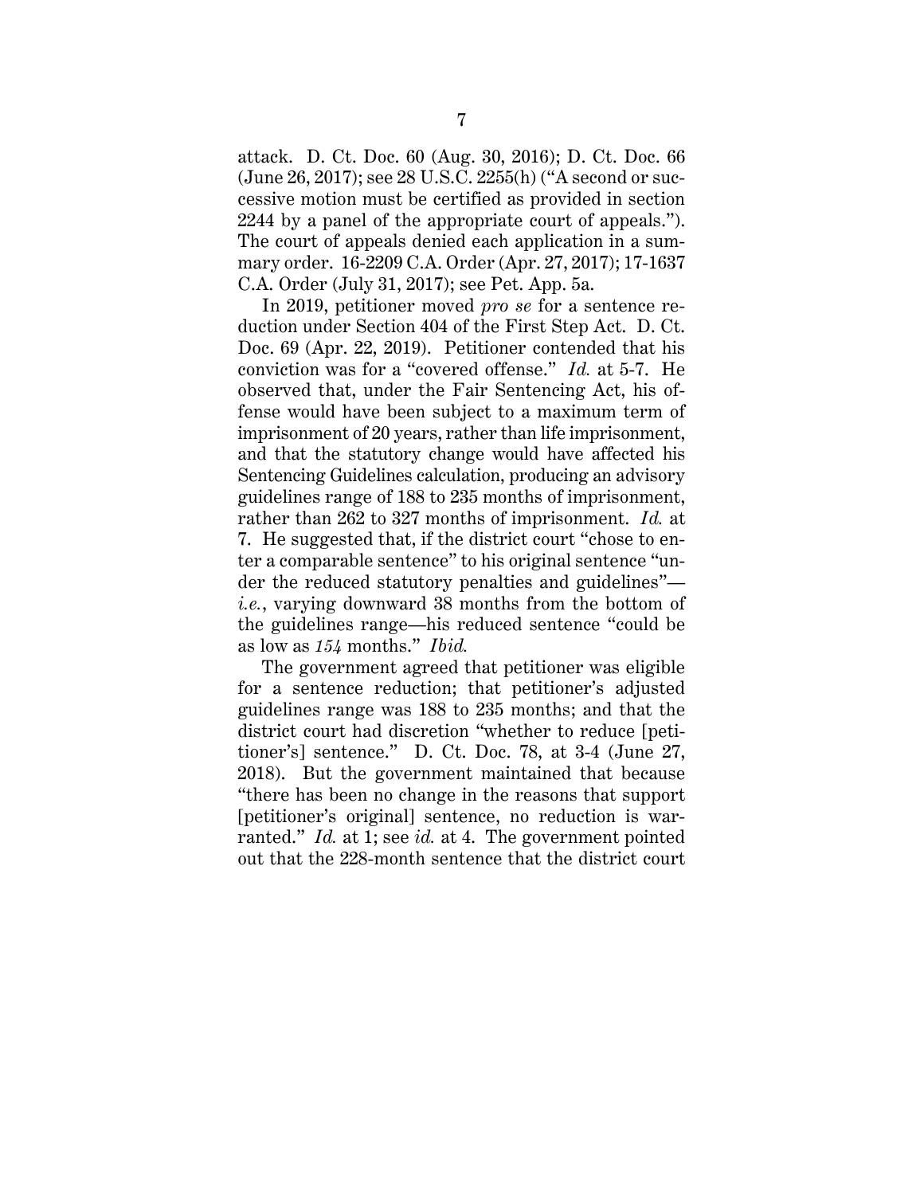attack. D. Ct. Doc. 60 (Aug. 30, 2016); D. Ct. Doc. 66 (June 26, 2017); see 28 U.S.C. 2255(h) ("A second or successive motion must be certified as provided in section 2244 by a panel of the appropriate court of appeals."). The court of appeals denied each application in a summary order. 16-2209 C.A. Order (Apr. 27, 2017); 17-1637 C.A. Order (July 31, 2017); see Pet. App. 5a.

In 2019, petitioner moved *pro se* for a sentence reduction under Section 404 of the First Step Act. D. Ct. Doc. 69 (Apr. 22, 2019). Petitioner contended that his conviction was for a "covered offense." *Id.* at 5-7. He observed that, under the Fair Sentencing Act, his offense would have been subject to a maximum term of imprisonment of 20 years, rather than life imprisonment, and that the statutory change would have affected his Sentencing Guidelines calculation, producing an advisory guidelines range of 188 to 235 months of imprisonment, rather than 262 to 327 months of imprisonment. *Id.* at 7. He suggested that, if the district court "chose to enter a comparable sentence" to his original sentence "under the reduced statutory penalties and guidelines"—*i.e.*, varying downward 38 months from the bottom of the guidelines range—his reduced sentence "could be as low as *154* months." *Ibid.*

The government agreed that petitioner was eligible for a sentence reduction; that petitioner's adjusted guidelines range was 188 to 235 months; and that the district court had discretion "whether to reduce [petitioner's] sentence." D. Ct. Doc. 78, at 3-4 (June 27, 2018). But the government maintained that because "there has been no change in the reasons that support [petitioner's original] sentence, no reduction is warranted." *Id.* at 1; see *id.* at 4. The government pointed out that the 228-month sentence that the district court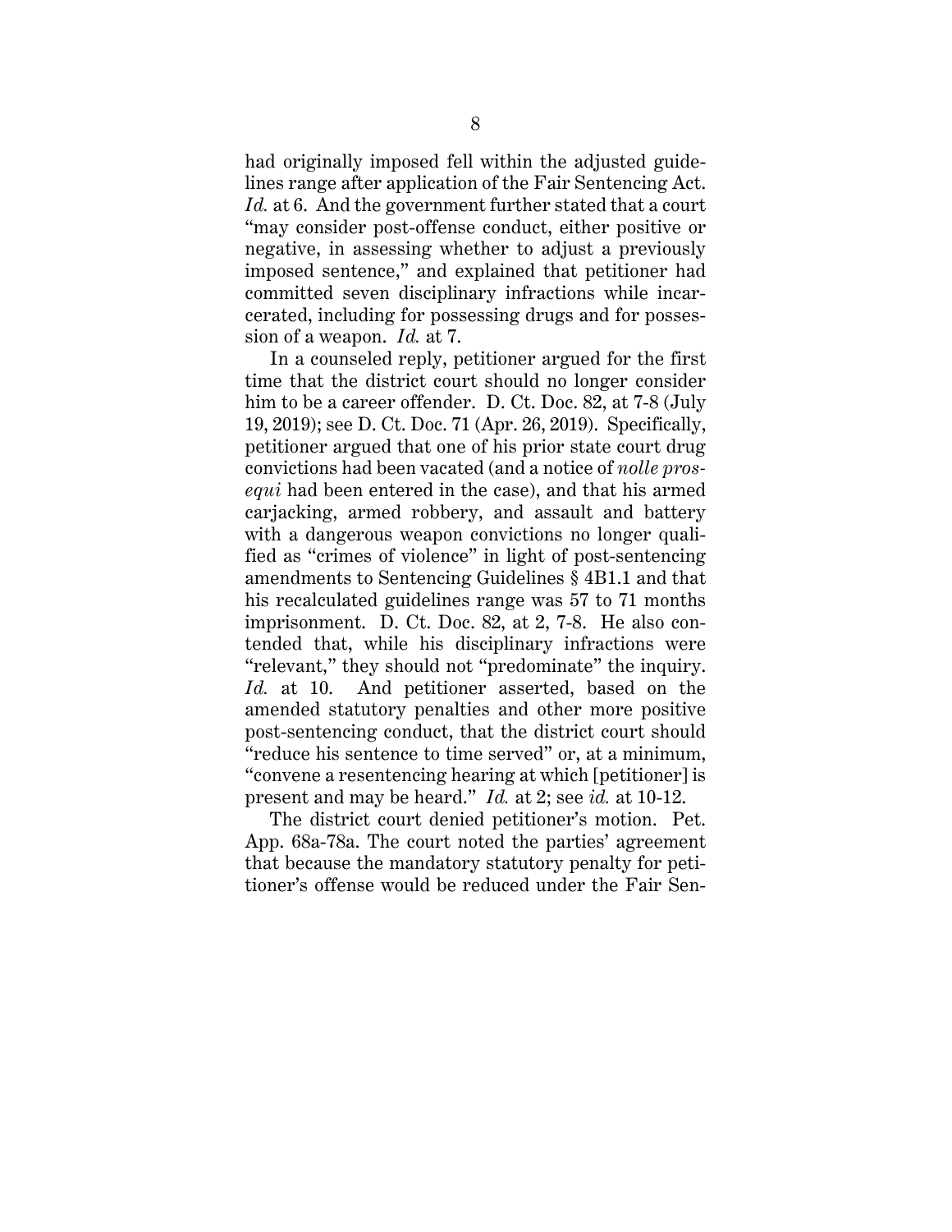had originally imposed fell within the adjusted guidelines range after application of the Fair Sentencing Act. *Id.* at 6. And the government further stated that a court "may consider post-offense conduct, either positive or negative, in assessing whether to adjust a previously imposed sentence," and explained that petitioner had committed seven disciplinary infractions while incarcerated, including for possessing drugs and for possession of a weapon. *Id.* at 7.

In a counseled reply, petitioner argued for the first time that the district court should no longer consider him to be a career offender. D. Ct. Doc. 82, at 7-8 (July 19, 2019); see D. Ct. Doc. 71 (Apr. 26, 2019). Specifically, petitioner argued that one of his prior state court drug convictions had been vacated (and a notice of *nolle prosequi* had been entered in the case), and that his armed carjacking, armed robbery, and assault and battery with a dangerous weapon convictions no longer qualified as "crimes of violence" in light of post-sentencing amendments to Sentencing Guidelines § 4B1.1 and that his recalculated guidelines range was 57 to 71 months imprisonment. D. Ct. Doc. 82, at 2, 7-8. He also contended that, while his disciplinary infractions were "relevant," they should not "predominate" the inquiry. *Id.* at 10. And petitioner asserted, based on the amended statutory penalties and other more positive post-sentencing conduct, that the district court should "reduce his sentence to time served" or, at a minimum, "convene a resentencing hearing at which [petitioner] is present and may be heard." *Id.* at 2; see *id.* at 10-12.

The district court denied petitioner's motion. Pet. App. 68a-78a. The court noted the parties' agreement that because the mandatory statutory penalty for petitioner's offense would be reduced under the Fair Sen-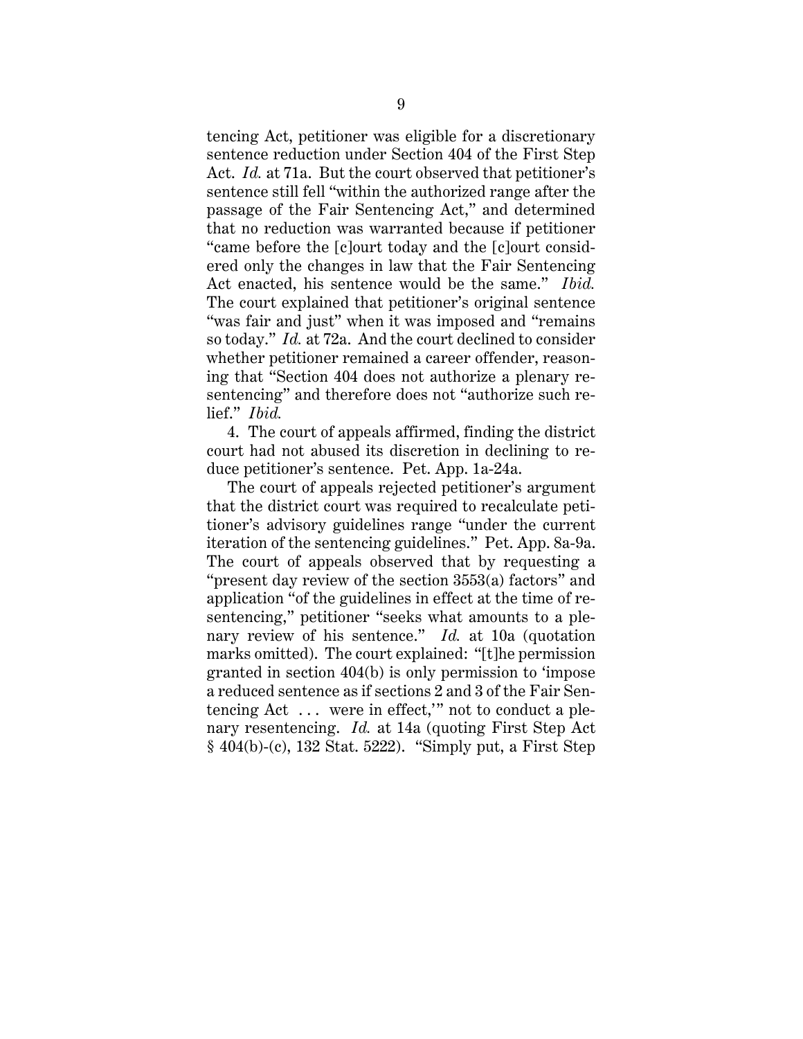tencing Act, petitioner was eligible for a discretionary sentence reduction under Section 404 of the First Step Act. *Id.* at 71a. But the court observed that petitioner's sentence still fell "within the authorized range after the passage of the Fair Sentencing Act," and determined that no reduction was warranted because if petitioner "came before the [c]ourt today and the [c]ourt considered only the changes in law that the Fair Sentencing Act enacted, his sentence would be the same." *Ibid.* The court explained that petitioner's original sentence "was fair and just" when it was imposed and "remains so today." *Id.* at 72a. And the court declined to consider whether petitioner remained a career offender, reasoning that "Section 404 does not authorize a plenary resentencing" and therefore does not "authorize such relief." *Ibid.*

4. The court of appeals affirmed, finding the district court had not abused its discretion in declining to reduce petitioner's sentence. Pet. App. 1a-24a.

The court of appeals rejected petitioner's argument that the district court was required to recalculate petitioner's advisory guidelines range "under the current iteration of the sentencing guidelines." Pet. App. 8a-9a. The court of appeals observed that by requesting a "present day review of the section 3553(a) factors" and application "of the guidelines in effect at the time of resentencing," petitioner "seeks what amounts to a plenary review of his sentence." *Id.* at 10a (quotation marks omitted). The court explained: "[t]he permission granted in section 404(b) is only permission to 'impose a reduced sentence as if sections 2 and 3 of the Fair Sentencing Act . . . were in effect,'" not to conduct a plenary resentencing. *Id.* at 14a (quoting First Step Act § 404(b)-(c), 132 Stat. 5222). "Simply put, a First Step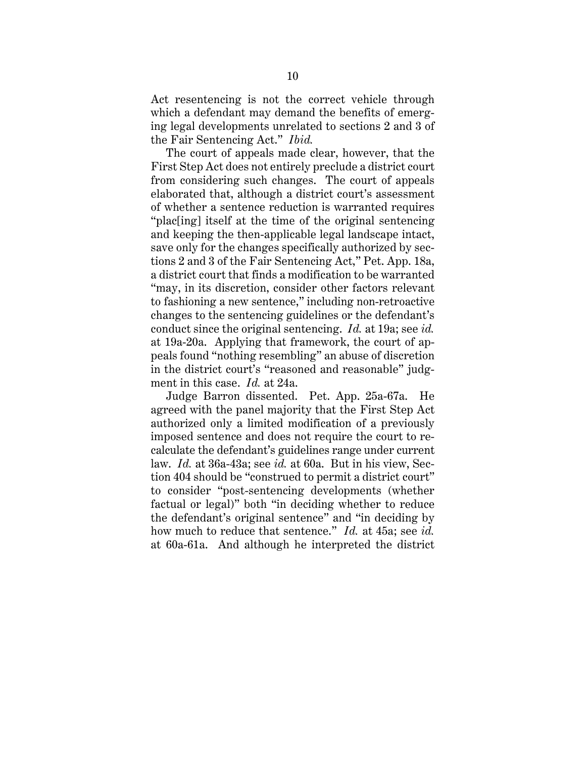Act resentencing is not the correct vehicle through which a defendant may demand the benefits of emerging legal developments unrelated to sections 2 and 3 of the Fair Sentencing Act." *Ibid.*

The court of appeals made clear, however, that the First Step Act does not entirely preclude a district court from considering such changes. The court of appeals elaborated that, although a district court's assessment of whether a sentence reduction is warranted requires "plac[ing] itself at the time of the original sentencing and keeping the then-applicable legal landscape intact, save only for the changes specifically authorized by sections 2 and 3 of the Fair Sentencing Act," Pet. App. 18a, a district court that finds a modification to be warranted "may, in its discretion, consider other factors relevant to fashioning a new sentence," including non-retroactive changes to the sentencing guidelines or the defendant's conduct since the original sentencing. *Id.* at 19a; see *id.* at 19a-20a. Applying that framework, the court of appeals found "nothing resembling" an abuse of discretion in the district court's "reasoned and reasonable" judgment in this case. *Id.* at 24a.

Judge Barron dissented. Pet. App. 25a-67a. He agreed with the panel majority that the First Step Act authorized only a limited modification of a previously imposed sentence and does not require the court to recalculate the defendant's guidelines range under current law. *Id.* at 36a-43a; see *id.* at 60a. But in his view, Section 404 should be "construed to permit a district court" to consider "post-sentencing developments (whether factual or legal)" both "in deciding whether to reduce the defendant's original sentence" and "in deciding by how much to reduce that sentence." *Id.* at 45a; see *id.* at 60a-61a. And although he interpreted the district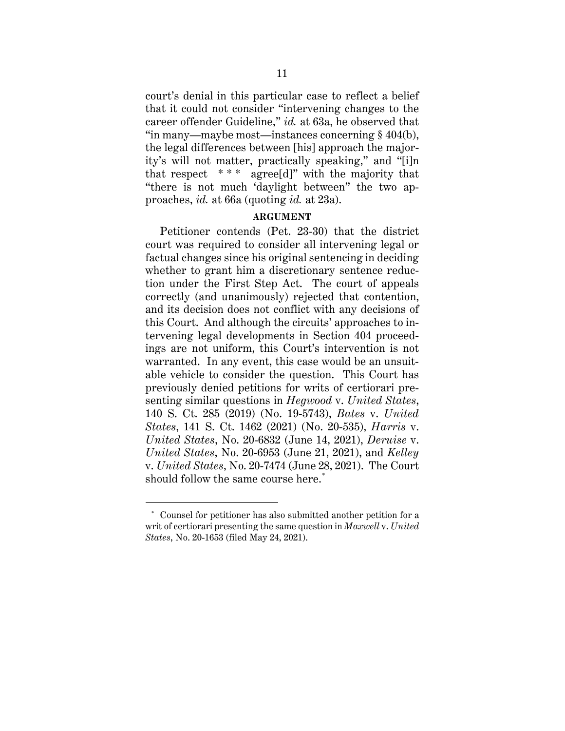court's denial in this particular case to reflect a belief that it could not consider "intervening changes to the career offender Guideline," *id.* at 63a, he observed that "in many—maybe most—instances concerning § 404(b), the legal differences between [his] approach the majority's will not matter, practically speaking," and "[i]n that respect * * * agree[d]" with the majority that "there is not much 'daylight between" the two approaches, *id.* at 66a (quoting *id.* at 23a).

## ARGUMENT

Petitioner contends (Pet. 23-30) that the district court was required to consider all intervening legal or factual changes since his original sentencing in deciding whether to grant him a discretionary sentence reduction under the First Step Act. The court of appeals correctly (and unanimously) rejected that contention, and its decision does not conflict with any decisions of this Court. And although the circuits' approaches to intervening legal developments in Section 404 proceedings are not uniform, this Court's intervention is not warranted. In any event, this case would be an unsuitable vehicle to consider the question. This Court has previously denied petitions for writs of certiorari presenting similar questions in *Hegwood* v. *United States*, 140 S. Ct. 285 (2019) (No. 19-5743), *Bates* v. *United States*, 141 S. Ct. 1462 (2021) (No. 20-535), *Harris* v. *United States*, No. 20-6832 (June 14, 2021), *Deruise* v. *United States*, No. 20-6953 (June 21, 2021), and *Kelley* v. *United States*, No. 20-7474 (June 28, 2021). The Court should follow the same course here.*

---

* Counsel for petitioner has also submitted another petition for a writ of certiorari presenting the same question in *Maxwell* v. *United States*, No. 20-1653 (filed May 24, 2021).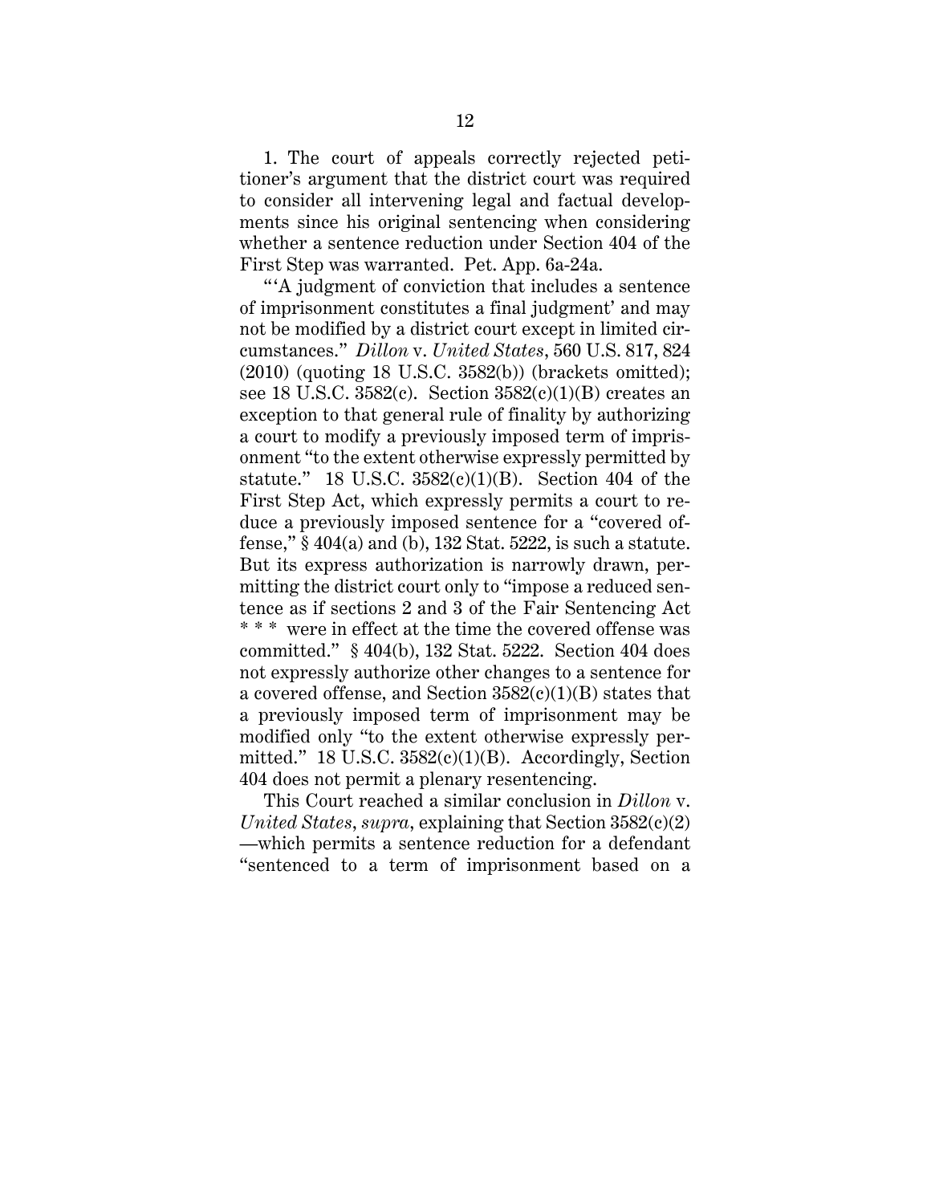1. The court of appeals correctly rejected petitioner's argument that the district court was required to consider all intervening legal and factual developments since his original sentencing when considering whether a sentence reduction under Section 404 of the First Step was warranted. Pet. App. 6a-24a.

"'A judgment of conviction that includes a sentence of imprisonment constitutes a final judgment' and may not be modified by a district court except in limited circumstances." *Dillon* v. *United States*, 560 U.S. 817, 824 (2010) (quoting 18 U.S.C. 3582(b)) (brackets omitted); see 18 U.S.C. 3582(c). Section 3582(c)(1)(B) creates an exception to that general rule of finality by authorizing a court to modify a previously imposed term of imprisonment "to the extent otherwise expressly permitted by statute." 18 U.S.C. 3582(c)(1)(B). Section 404 of the First Step Act, which expressly permits a court to reduce a previously imposed sentence for a "covered offense," § 404(a) and (b), 132 Stat. 5222, is such a statute. But its express authorization is narrowly drawn, permitting the district court only to "impose a reduced sentence as if sections 2 and 3 of the Fair Sentencing Act * * * were in effect at the time the covered offense was committed." § 404(b), 132 Stat. 5222. Section 404 does not expressly authorize other changes to a sentence for a covered offense, and Section 3582(c)(1)(B) states that a previously imposed term of imprisonment may be modified only "to the extent otherwise expressly permitted." 18 U.S.C. 3582(c)(1)(B). Accordingly, Section 404 does not permit a plenary resentencing.

This Court reached a similar conclusion in *Dillon* v. *United States*, *supra*, explaining that Section 3582(c)(2)—which permits a sentence reduction for a defendant "sentenced to a term of imprisonment based on a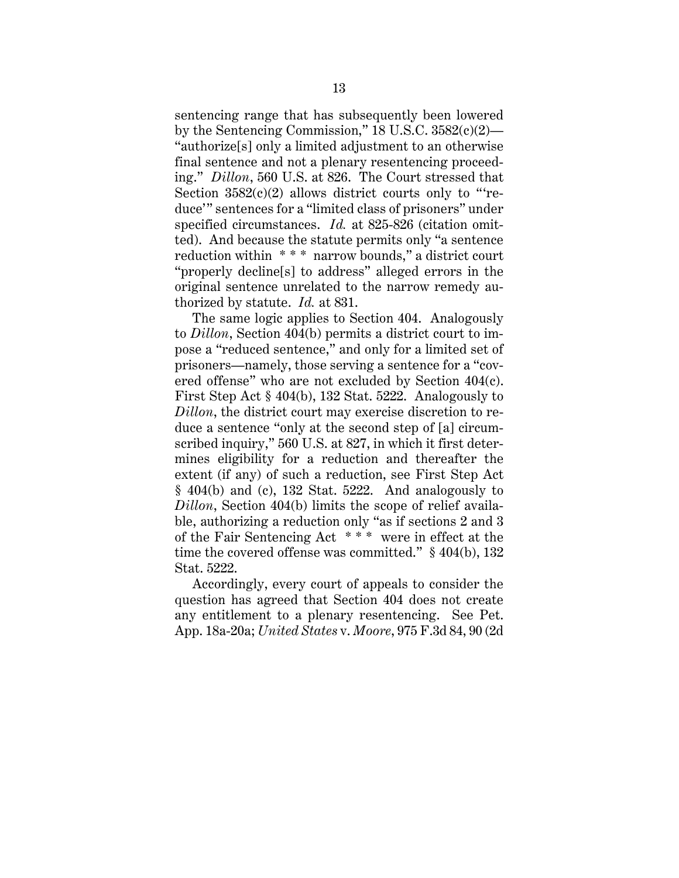sentencing range that has subsequently been lowered by the Sentencing Commission," 18 U.S.C. 3582(c)(2)—"authorize[s] only a limited adjustment to an otherwise final sentence and not a plenary resentencing proceeding." *Dillon*, 560 U.S. at 826. The Court stressed that Section 3582(c)(2) allows district courts only to "'reduce'" sentences for a "limited class of prisoners" under specified circumstances. *Id.* at 825-826 (citation omitted). And because the statute permits only "a sentence reduction within * * * narrow bounds," a district court "properly decline[s] to address" alleged errors in the original sentence unrelated to the narrow remedy authorized by statute. *Id.* at 831.

The same logic applies to Section 404. Analogously to *Dillon*, Section 404(b) permits a district court to impose a "reduced sentence," and only for a limited set of prisoners—namely, those serving a sentence for a "covered offense" who are not excluded by Section 404(c). First Step Act § 404(b), 132 Stat. 5222. Analogously to *Dillon*, the district court may exercise discretion to reduce a sentence "only at the second step of [a] circumscribed inquiry," 560 U.S. at 827, in which it first determines eligibility for a reduction and thereafter the extent (if any) of such a reduction, see First Step Act § 404(b) and (c), 132 Stat. 5222. And analogously to *Dillon*, Section 404(b) limits the scope of relief available, authorizing a reduction only "as if sections 2 and 3 of the Fair Sentencing Act * * * were in effect at the time the covered offense was committed." § 404(b), 132 Stat. 5222.

Accordingly, every court of appeals to consider the question has agreed that Section 404 does not create any entitlement to a plenary resentencing. See Pet. App. 18a-20a; *United States* v. *Moore*, 975 F.3d 84, 90 (2d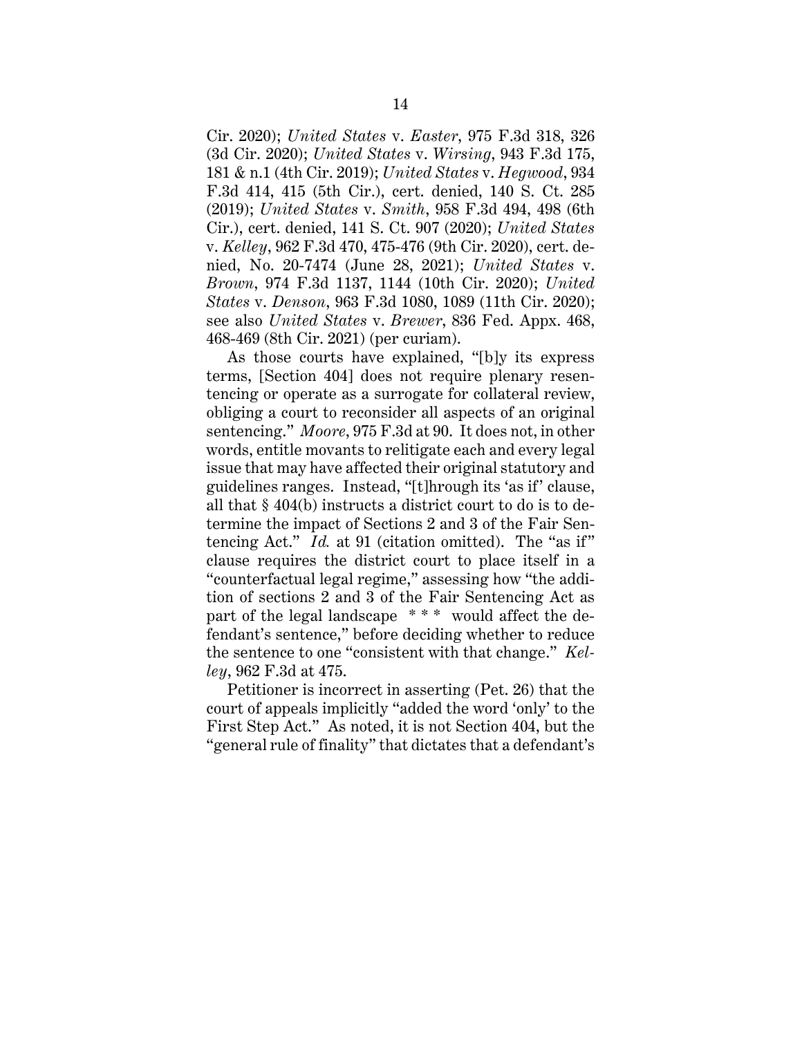Cir. 2020); *United States* v. *Easter*, 975 F.3d 318, 326 (3d Cir. 2020); *United States* v. *Wirsing*, 943 F.3d 175, 181 & n.1 (4th Cir. 2019); *United States* v. *Hegwood*, 934 F.3d 414, 415 (5th Cir.), cert. denied, 140 S. Ct. 285 (2019); *United States* v. *Smith*, 958 F.3d 494, 498 (6th Cir.), cert. denied, 141 S. Ct. 907 (2020); *United States* v. *Kelley*, 962 F.3d 470, 475-476 (9th Cir. 2020), cert. denied, No. 20-7474 (June 28, 2021); *United States* v. *Brown*, 974 F.3d 1137, 1144 (10th Cir. 2020); *United States* v. *Denson*, 963 F.3d 1080, 1089 (11th Cir. 2020); see also *United States* v. *Brewer*, 836 Fed. Appx. 468, 468-469 (8th Cir. 2021) (per curiam).

As those courts have explained, "[b]y its express terms, [Section 404] does not require plenary resentencing or operate as a surrogate for collateral review, obliging a court to reconsider all aspects of an original sentencing." *Moore*, 975 F.3d at 90. It does not, in other words, entitle movants to relitigate each and every legal issue that may have affected their original statutory and guidelines ranges. Instead, "[t]hrough its 'as if' clause, all that § 404(b) instructs a district court to do is to determine the impact of Sections 2 and 3 of the Fair Sentencing Act." *Id.* at 91 (citation omitted). The "as if" clause requires the district court to place itself in a "counterfactual legal regime," assessing how "the addition of sections 2 and 3 of the Fair Sentencing Act as part of the legal landscape * * * would affect the defendant's sentence," before deciding whether to reduce the sentence to one "consistent with that change." *Kelley*, 962 F.3d at 475.

Petitioner is incorrect in asserting (Pet. 26) that the court of appeals implicitly "added the word 'only' to the First Step Act." As noted, it is not Section 404, but the "general rule of finality" that dictates that a defendant's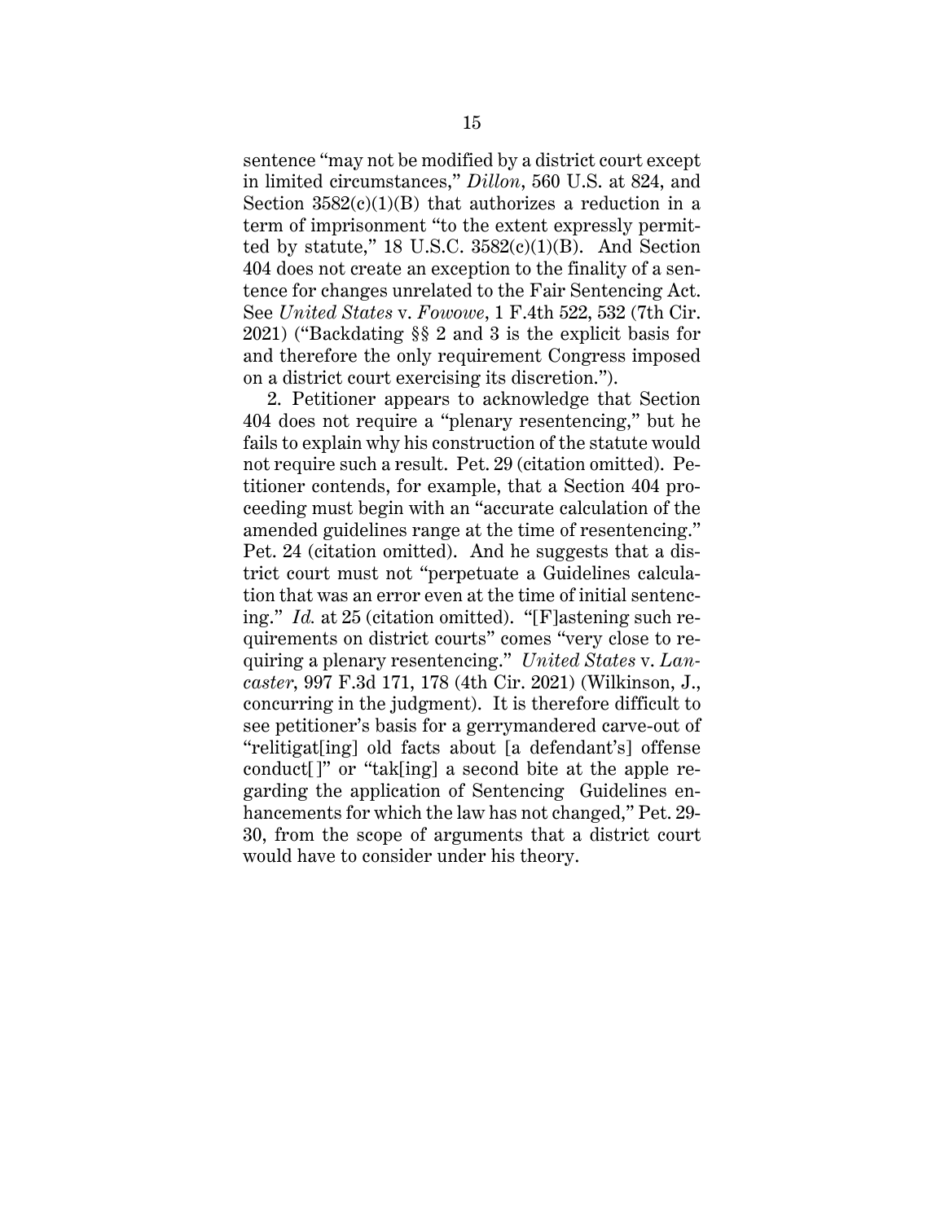sentence "may not be modified by a district court except in limited circumstances," *Dillon*, 560 U.S. at 824, and Section 3582(c)(1)(B) that authorizes a reduction in a term of imprisonment "to the extent expressly permitted by statute," 18 U.S.C. 3582(c)(1)(B). And Section 404 does not create an exception to the finality of a sentence for changes unrelated to the Fair Sentencing Act. See *United States* v. *Fowowe*, 1 F.4th 522, 532 (7th Cir. 2021) ("Backdating §§ 2 and 3 is the explicit basis for and therefore the only requirement Congress imposed on a district court exercising its discretion.").

2. Petitioner appears to acknowledge that Section 404 does not require a "plenary resentencing," but he fails to explain why his construction of the statute would not require such a result. Pet. 29 (citation omitted). Petitioner contends, for example, that a Section 404 proceeding must begin with an "accurate calculation of the amended guidelines range at the time of resentencing." Pet. 24 (citation omitted). And he suggests that a district court must not "perpetuate a Guidelines calculation that was an error even at the time of initial sentencing." *Id.* at 25 (citation omitted). "[F]astening such requirements on district courts" comes "very close to requiring a plenary resentencing." *United States* v. *Lancaster*, 997 F.3d 171, 178 (4th Cir. 2021) (Wilkinson, J., concurring in the judgment). It is therefore difficult to see petitioner's basis for a gerrymandered carve-out of "relitigat[ing] old facts about [a defendant's] offense conduct[ ]" or "tak[ing] a second bite at the apple regarding the application of Sentencing Guidelines enhancements for which the law has not changed," Pet. 29-30, from the scope of arguments that a district court would have to consider under his theory.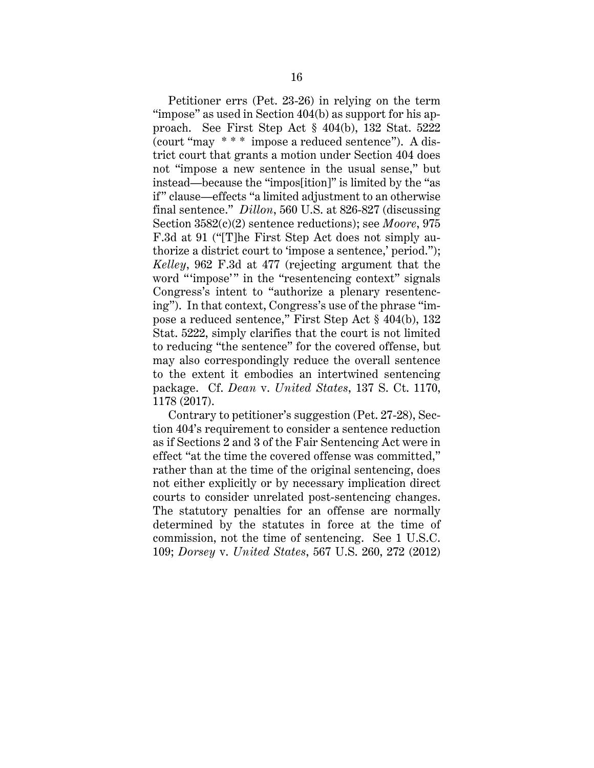Petitioner errs (Pet. 23-26) in relying on the term "impose" as used in Section 404(b) as support for his approach. See First Step Act § 404(b), 132 Stat. 5222 (court "may * * * impose a reduced sentence"). A district court that grants a motion under Section 404 does not "impose a new sentence in the usual sense," but instead—because the "impos[ition]" is limited by the "as if" clause—effects "a limited adjustment to an otherwise final sentence." *Dillon*, 560 U.S. at 826-827 (discussing Section 3582(c)(2) sentence reductions); see *Moore*, 975 F.3d at 91 ("[T]he First Step Act does not simply authorize a district court to 'impose a sentence,' period."); *Kelley*, 962 F.3d at 477 (rejecting argument that the word "'impose'" in the "resentencing context" signals Congress's intent to "authorize a plenary resentencing"). In that context, Congress's use of the phrase "impose a reduced sentence," First Step Act § 404(b), 132 Stat. 5222, simply clarifies that the court is not limited to reducing "the sentence" for the covered offense, but may also correspondingly reduce the overall sentence to the extent it embodies an intertwined sentencing package. Cf. *Dean* v. *United States*, 137 S. Ct. 1170, 1178 (2017).

Contrary to petitioner's suggestion (Pet. 27-28), Section 404's requirement to consider a sentence reduction as if Sections 2 and 3 of the Fair Sentencing Act were in effect "at the time the covered offense was committed," rather than at the time of the original sentencing, does not either explicitly or by necessary implication direct courts to consider unrelated post-sentencing changes. The statutory penalties for an offense are normally determined by the statutes in force at the time of commission, not the time of sentencing. See 1 U.S.C. 109; *Dorsey* v. *United States*, 567 U.S. 260, 272 (2012)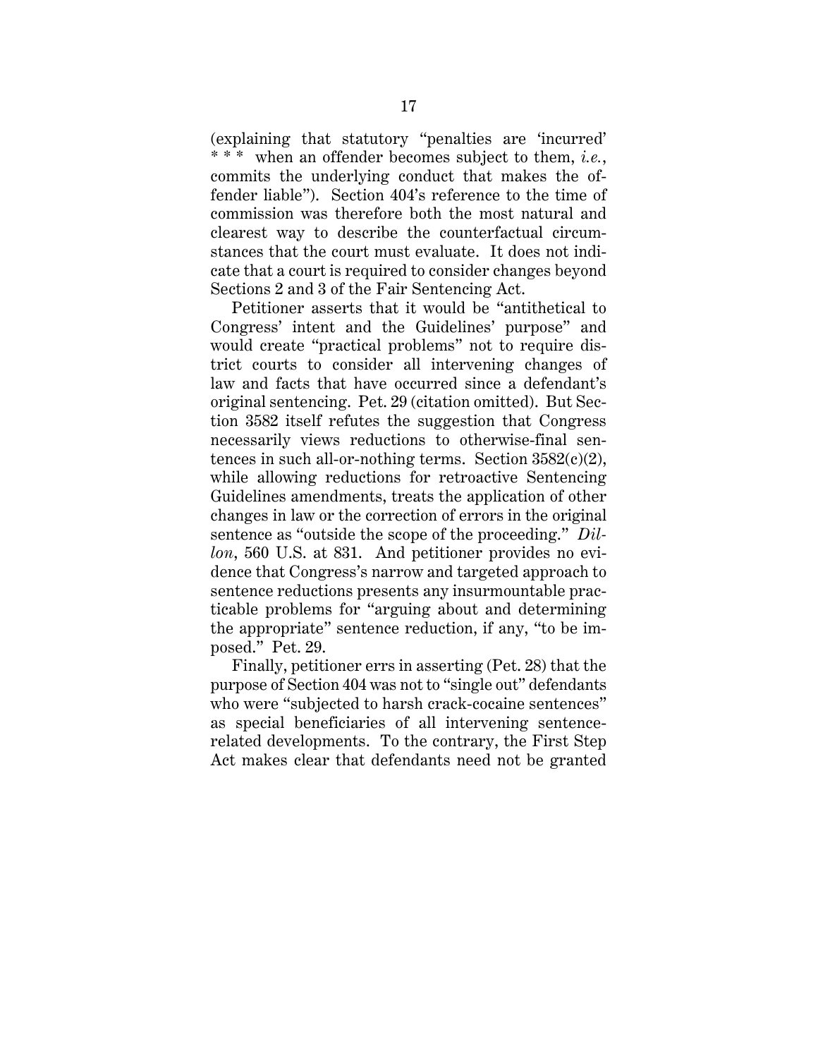(explaining that statutory "penalties are 'incurred' * * * when an offender becomes subject to them, *i.e.*, commits the underlying conduct that makes the offender liable"). Section 404's reference to the time of commission was therefore both the most natural and clearest way to describe the counterfactual circumstances that the court must evaluate. It does not indicate that a court is required to consider changes beyond Sections 2 and 3 of the Fair Sentencing Act.

Petitioner asserts that it would be "antithetical to Congress' intent and the Guidelines' purpose" and would create "practical problems" not to require district courts to consider all intervening changes of law and facts that have occurred since a defendant's original sentencing. Pet. 29 (citation omitted). But Section 3582 itself refutes the suggestion that Congress necessarily views reductions to otherwise-final sentences in such all-or-nothing terms. Section 3582(c)(2), while allowing reductions for retroactive Sentencing Guidelines amendments, treats the application of other changes in law or the correction of errors in the original sentence as "outside the scope of the proceeding." *Dillon*, 560 U.S. at 831. And petitioner provides no evidence that Congress's narrow and targeted approach to sentence reductions presents any insurmountable practicable problems for "arguing about and determining the appropriate" sentence reduction, if any, "to be imposed." Pet. 29.

Finally, petitioner errs in asserting (Pet. 28) that the purpose of Section 404 was not to "single out" defendants who were "subjected to harsh crack-cocaine sentences" as special beneficiaries of all intervening sentence-related developments. To the contrary, the First Step Act makes clear that defendants need not be granted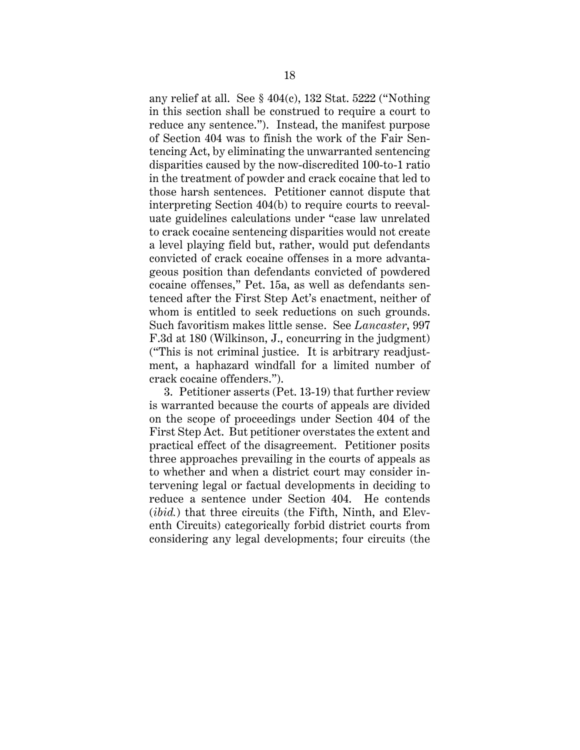any relief at all. See § 404(c), 132 Stat. 5222 ("Nothing in this section shall be construed to require a court to reduce any sentence."). Instead, the manifest purpose of Section 404 was to finish the work of the Fair Sentencing Act, by eliminating the unwarranted sentencing disparities caused by the now-discredited 100-to-1 ratio in the treatment of powder and crack cocaine that led to those harsh sentences. Petitioner cannot dispute that interpreting Section 404(b) to require courts to reevaluate guidelines calculations under "case law unrelated to crack cocaine sentencing disparities would not create a level playing field but, rather, would put defendants convicted of crack cocaine offenses in a more advantageous position than defendants convicted of powdered cocaine offenses," Pet. 15a, as well as defendants sentenced after the First Step Act's enactment, neither of whom is entitled to seek reductions on such grounds. Such favoritism makes little sense. See *Lancaster*, 997 F.3d at 180 (Wilkinson, J., concurring in the judgment) ("This is not criminal justice. It is arbitrary readjustment, a haphazard windfall for a limited number of crack cocaine offenders.").

3. Petitioner asserts (Pet. 13-19) that further review is warranted because the courts of appeals are divided on the scope of proceedings under Section 404 of the First Step Act. But petitioner overstates the extent and practical effect of the disagreement. Petitioner posits three approaches prevailing in the courts of appeals as to whether and when a district court may consider intervening legal or factual developments in deciding to reduce a sentence under Section 404. He contends (*ibid.*) that three circuits (the Fifth, Ninth, and Eleventh Circuits) categorically forbid district courts from considering any legal developments; four circuits (the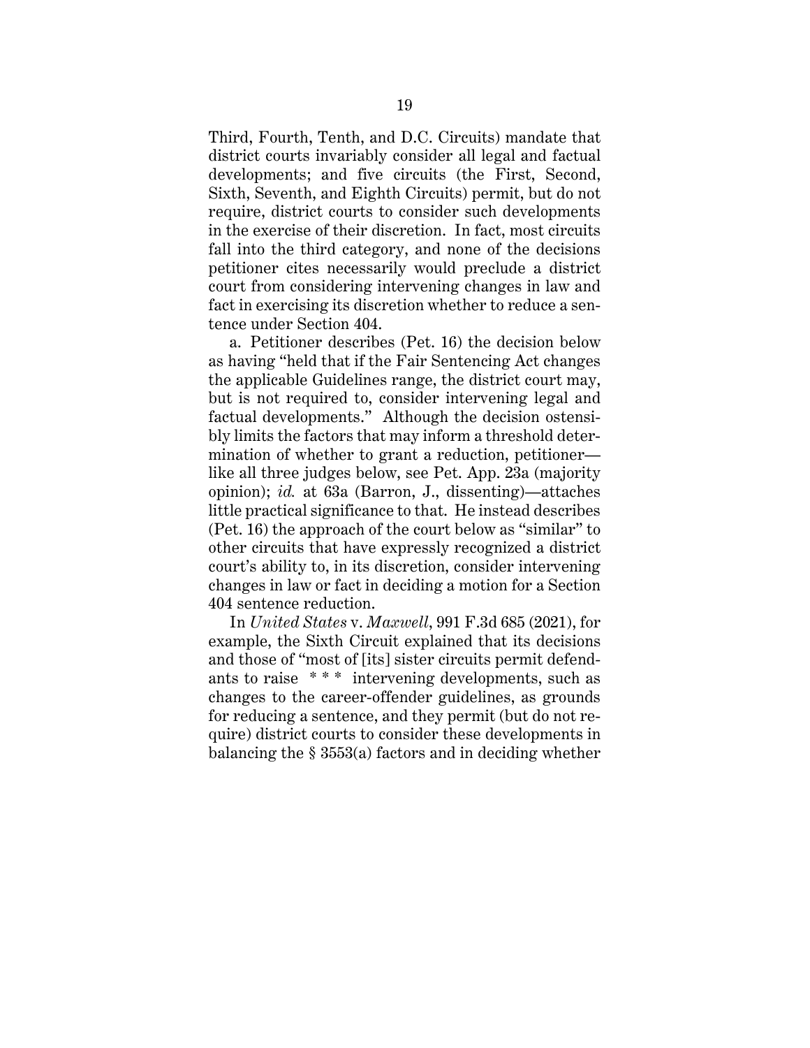Third, Fourth, Tenth, and D.C. Circuits) mandate that district courts invariably consider all legal and factual developments; and five circuits (the First, Second, Sixth, Seventh, and Eighth Circuits) permit, but do not require, district courts to consider such developments in the exercise of their discretion. In fact, most circuits fall into the third category, and none of the decisions petitioner cites necessarily would preclude a district court from considering intervening changes in law and fact in exercising its discretion whether to reduce a sentence under Section 404.

a. Petitioner describes (Pet. 16) the decision below as having "held that if the Fair Sentencing Act changes the applicable Guidelines range, the district court may, but is not required to, consider intervening legal and factual developments." Although the decision ostensibly limits the factors that may inform a threshold determination of whether to grant a reduction, petitioner—like all three judges below, see Pet. App. 23a (majority opinion); *id.* at 63a (Barron, J., dissenting)—attaches little practical significance to that. He instead describes (Pet. 16) the approach of the court below as "similar" to other circuits that have expressly recognized a district court's ability to, in its discretion, consider intervening changes in law or fact in deciding a motion for a Section 404 sentence reduction.

In *United States* v. *Maxwell*, 991 F.3d 685 (2021), for example, the Sixth Circuit explained that its decisions and those of "most of [its] sister circuits permit defendants to raise * * * intervening developments, such as changes to the career-offender guidelines, as grounds for reducing a sentence, and they permit (but do not require) district courts to consider these developments in balancing the § 3553(a) factors and in deciding whether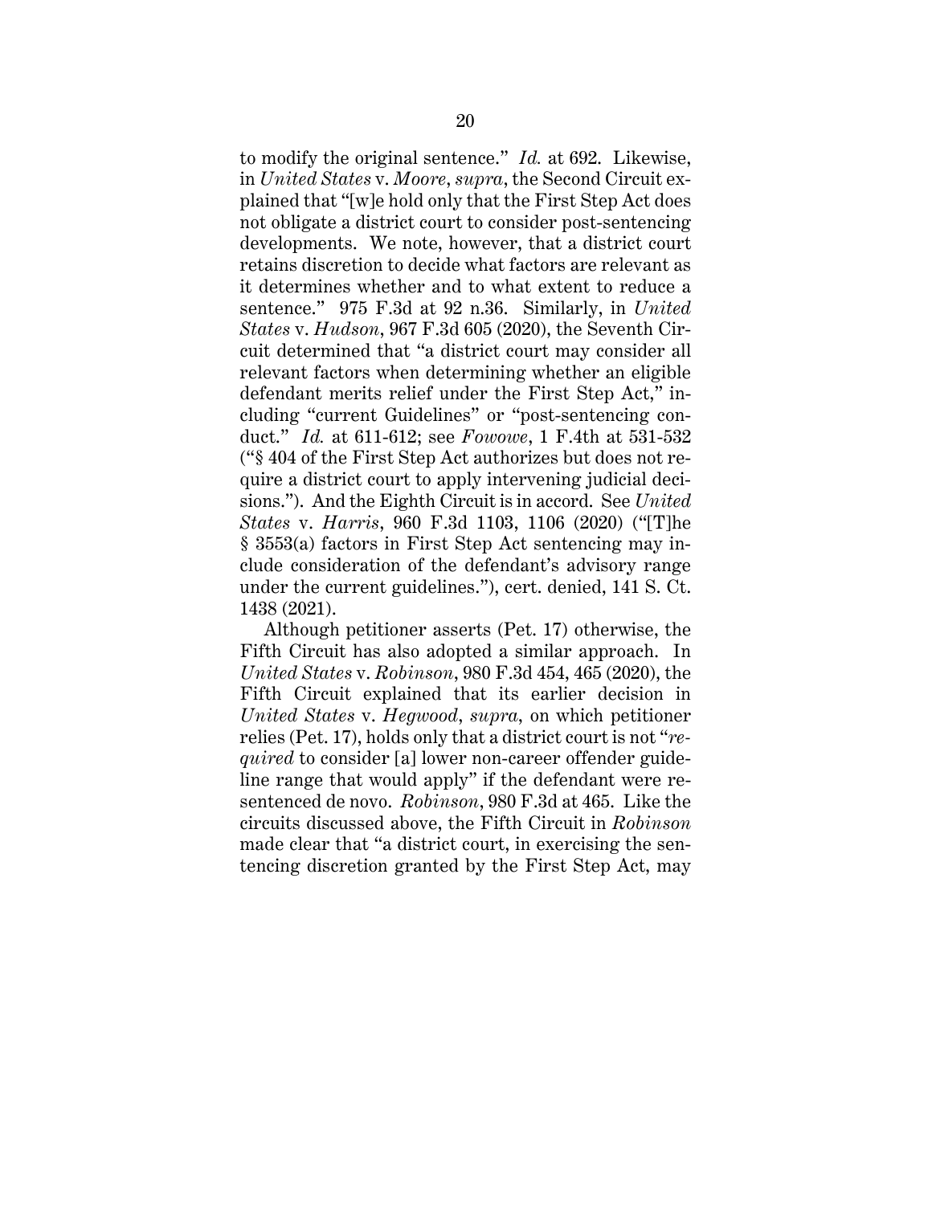to modify the original sentence." *Id.* at 692. Likewise, in *United States* v. *Moore*, *supra*, the Second Circuit explained that "[w]e hold only that the First Step Act does not obligate a district court to consider post-sentencing developments. We note, however, that a district court retains discretion to decide what factors are relevant as it determines whether and to what extent to reduce a sentence." 975 F.3d at 92 n.36. Similarly, in *United States* v. *Hudson*, 967 F.3d 605 (2020), the Seventh Circuit determined that "a district court may consider all relevant factors when determining whether an eligible defendant merits relief under the First Step Act," including "current Guidelines" or "post-sentencing conduct." *Id.* at 611-612; see *Fowowe*, 1 F.4th at 531-532 ("§ 404 of the First Step Act authorizes but does not require a district court to apply intervening judicial decisions."). And the Eighth Circuit is in accord. See *United States* v. *Harris*, 960 F.3d 1103, 1106 (2020) ("[T]he § 3553(a) factors in First Step Act sentencing may include consideration of the defendant's advisory range under the current guidelines."), cert. denied, 141 S. Ct. 1438 (2021).

Although petitioner asserts (Pet. 17) otherwise, the Fifth Circuit has also adopted a similar approach. In *United States* v. *Robinson*, 980 F.3d 454, 465 (2020), the Fifth Circuit explained that its earlier decision in *United States* v. *Hegwood*, *supra*, on which petitioner relies (Pet. 17), holds only that a district court is not "*required* to consider [a] lower non-career offender guideline range that would apply" if the defendant were resentenced de novo. *Robinson*, 980 F.3d at 465. Like the circuits discussed above, the Fifth Circuit in *Robinson* made clear that "a district court, in exercising the sentencing discretion granted by the First Step Act, may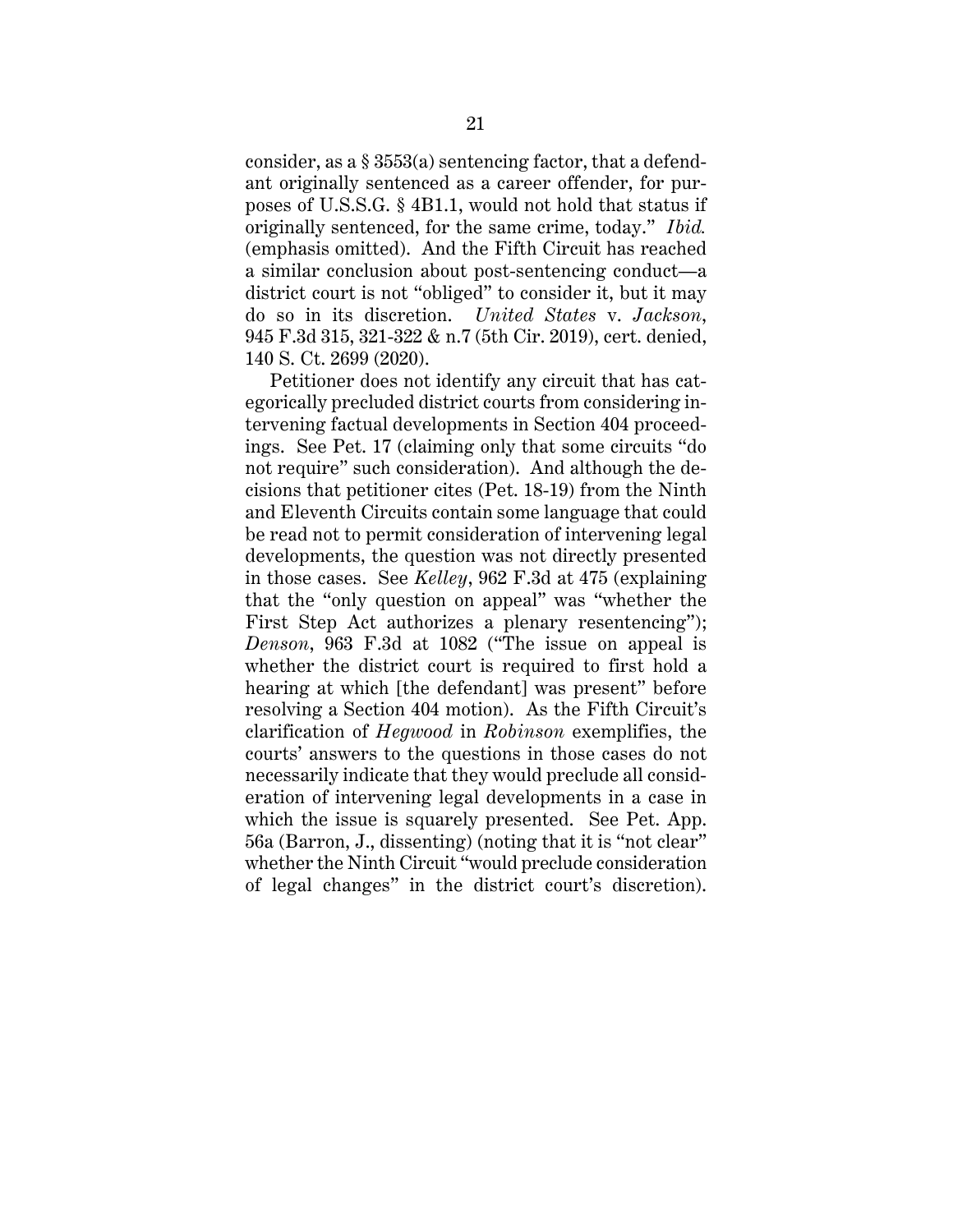consider, as a § 3553(a) sentencing factor, that a defendant originally sentenced as a career offender, for purposes of U.S.S.G. § 4B1.1, would not hold that status if originally sentenced, for the same crime, today." *Ibid.* (emphasis omitted). And the Fifth Circuit has reached a similar conclusion about post-sentencing conduct—a district court is not "obliged" to consider it, but it may do so in its discretion. *United States* v. *Jackson*, 945 F.3d 315, 321-322 & n.7 (5th Cir. 2019), cert. denied, 140 S. Ct. 2699 (2020).

Petitioner does not identify any circuit that has categorically precluded district courts from considering intervening factual developments in Section 404 proceedings. See Pet. 17 (claiming only that some circuits "do not require" such consideration). And although the decisions that petitioner cites (Pet. 18-19) from the Ninth and Eleventh Circuits contain some language that could be read not to permit consideration of intervening legal developments, the question was not directly presented in those cases. See *Kelley*, 962 F.3d at 475 (explaining that the "only question on appeal" was "whether the First Step Act authorizes a plenary resentencing"); *Denson*, 963 F.3d at 1082 ("The issue on appeal is whether the district court is required to first hold a hearing at which [the defendant] was present" before resolving a Section 404 motion). As the Fifth Circuit's clarification of *Hegwood* in *Robinson* exemplifies, the courts' answers to the questions in those cases do not necessarily indicate that they would preclude all consideration of intervening legal developments in a case in which the issue is squarely presented. See Pet. App. 56a (Barron, J., dissenting) (noting that it is "not clear" whether the Ninth Circuit "would preclude consideration of legal changes" in the district court's discretion).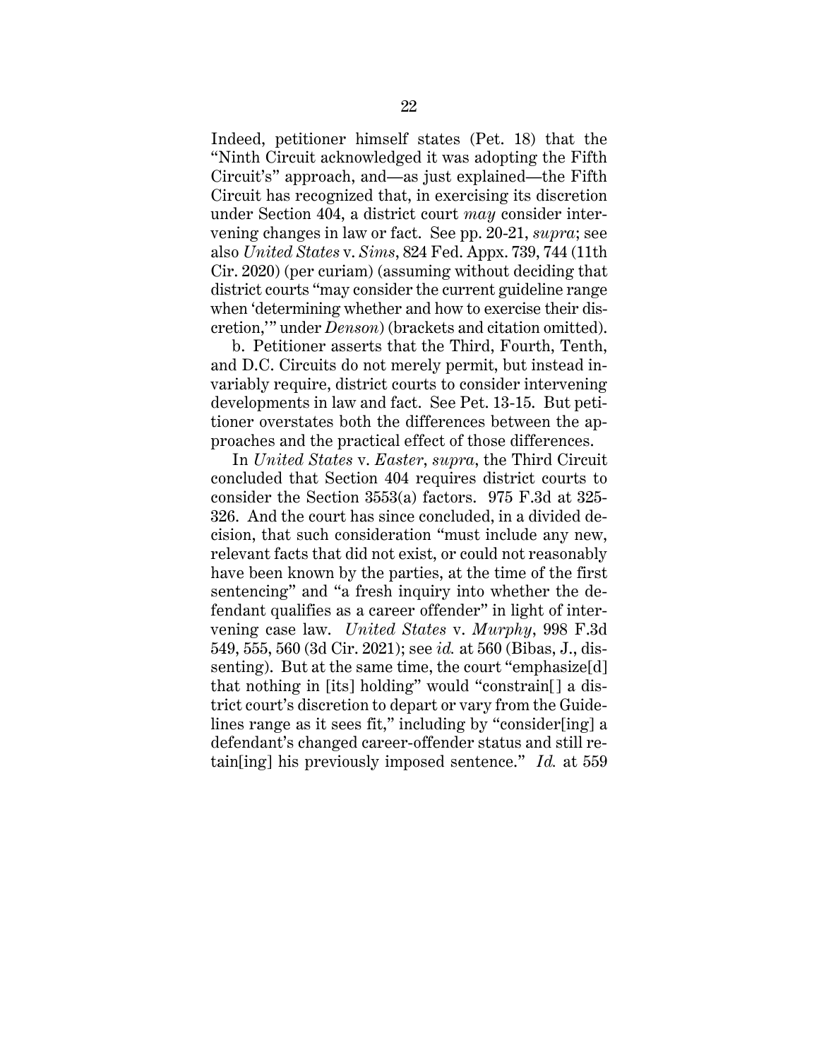Indeed, petitioner himself states (Pet. 18) that the "Ninth Circuit acknowledged it was adopting the Fifth Circuit's" approach, and—as just explained—the Fifth Circuit has recognized that, in exercising its discretion under Section 404, a district court *may* consider intervening changes in law or fact. See pp. 20-21, *supra*; see also *United States* v. *Sims*, 824 Fed. Appx. 739, 744 (11th Cir. 2020) (per curiam) (assuming without deciding that district courts "may consider the current guideline range when 'determining whether and how to exercise their discretion,'" under *Denson*) (brackets and citation omitted).

b. Petitioner asserts that the Third, Fourth, Tenth, and D.C. Circuits do not merely permit, but instead invariably require, district courts to consider intervening developments in law and fact. See Pet. 13-15. But petitioner overstates both the differences between the approaches and the practical effect of those differences.

In *United States* v. *Easter*, *supra*, the Third Circuit concluded that Section 404 requires district courts to consider the Section 3553(a) factors. 975 F.3d at 325-326. And the court has since concluded, in a divided decision, that such consideration "must include any new, relevant facts that did not exist, or could not reasonably have been known by the parties, at the time of the first sentencing" and "a fresh inquiry into whether the defendant qualifies as a career offender" in light of intervening case law. *United States* v. *Murphy*, 998 F.3d 549, 555, 560 (3d Cir. 2021); see *id.* at 560 (Bibas, J., dissenting). But at the same time, the court "emphasize[d] that nothing in [its] holding" would "constrain[] a district court's discretion to depart or vary from the Guidelines range as it sees fit," including by "consider[ing] a defendant's changed career-offender status and still retain[ing] his previously imposed sentence." *Id.* at 559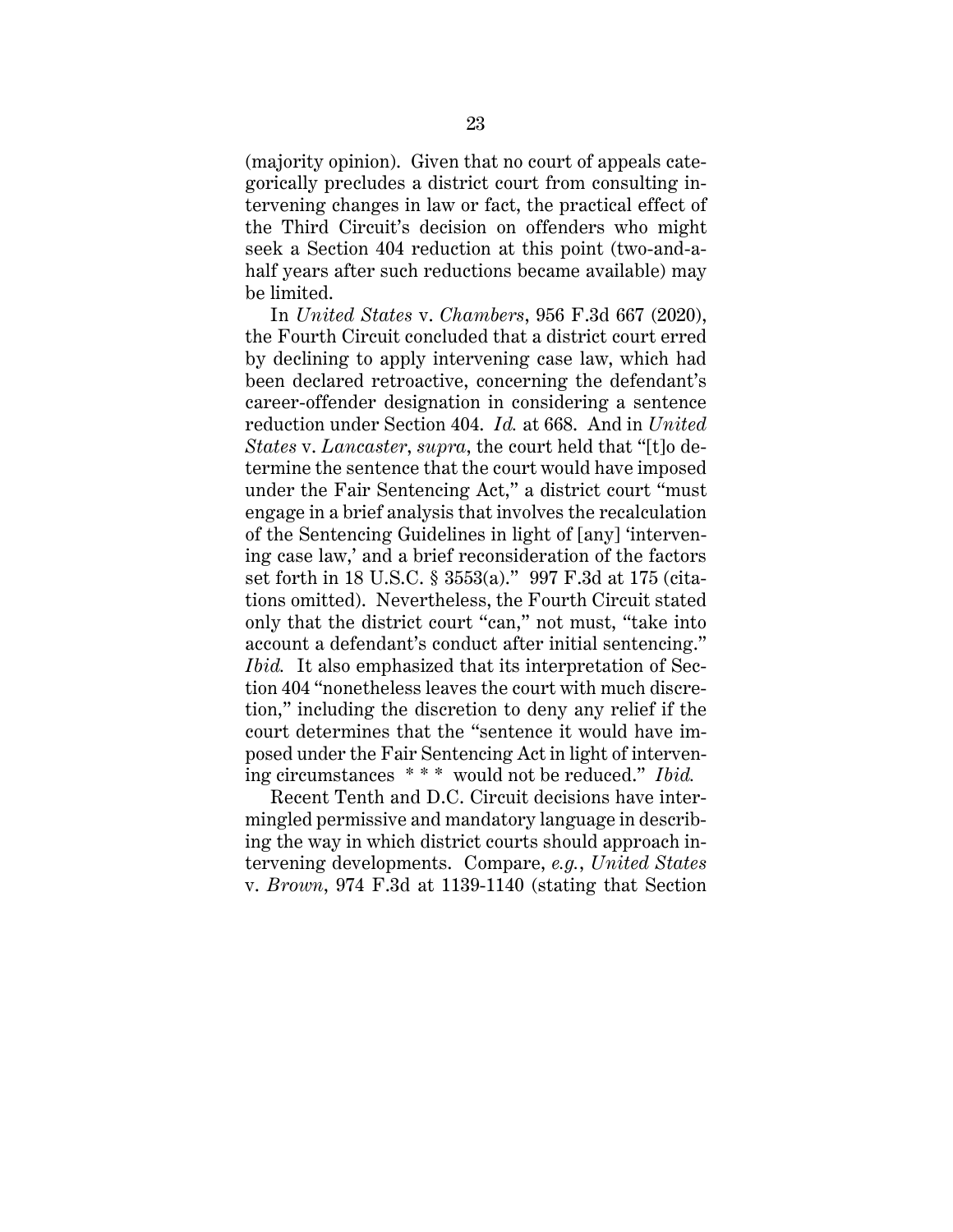(majority opinion). Given that no court of appeals categorically precludes a district court from consulting intervening changes in law or fact, the practical effect of the Third Circuit's decision on offenders who might seek a Section 404 reduction at this point (two-and-a-half years after such reductions became available) may be limited.

In *United States* v. *Chambers*, 956 F.3d 667 (2020), the Fourth Circuit concluded that a district court erred by declining to apply intervening case law, which had been declared retroactive, concerning the defendant's career-offender designation in considering a sentence reduction under Section 404. *Id.* at 668. And in *United States* v. *Lancaster*, *supra*, the court held that "[t]o determine the sentence that the court would have imposed under the Fair Sentencing Act," a district court "must engage in a brief analysis that involves the recalculation of the Sentencing Guidelines in light of [any] 'intervening case law,' and a brief reconsideration of the factors set forth in 18 U.S.C. § 3553(a)." 997 F.3d at 175 (citations omitted). Nevertheless, the Fourth Circuit stated only that the district court "can," not must, "take into account a defendant's conduct after initial sentencing." *Ibid.* It also emphasized that its interpretation of Section 404 "nonetheless leaves the court with much discretion," including the discretion to deny any relief if the court determines that the "sentence it would have imposed under the Fair Sentencing Act in light of intervening circumstances * * * would not be reduced." *Ibid.*

Recent Tenth and D.C. Circuit decisions have intermingled permissive and mandatory language in describing the way in which district courts should approach intervening developments. Compare, *e.g.*, *United States* v. *Brown*, 974 F.3d at 1139-1140 (stating that Section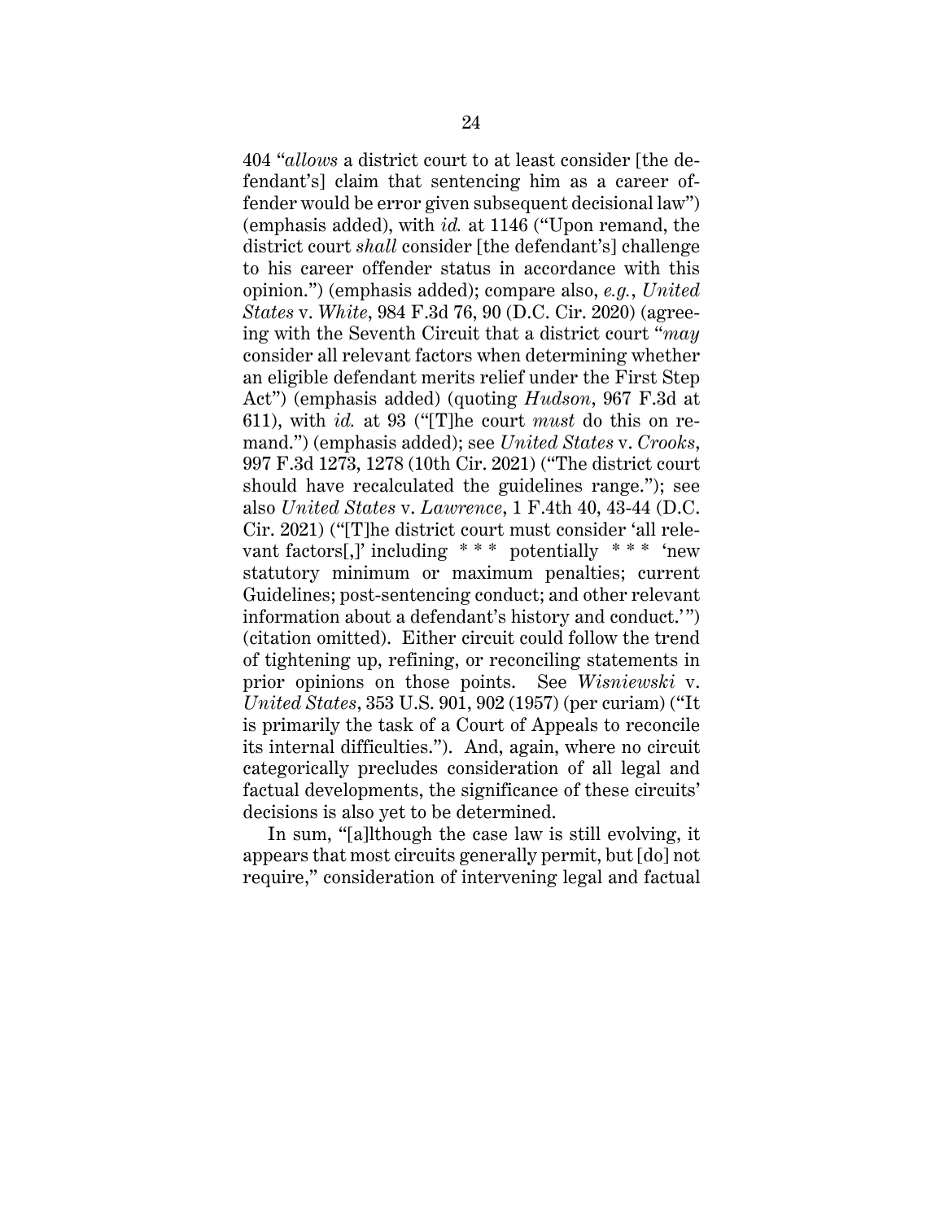404 "*allows* a district court to at least consider [the defendant's] claim that sentencing him as a career offender would be error given subsequent decisional law") (emphasis added), with *id.* at 1146 ("Upon remand, the district court *shall* consider [the defendant's] challenge to his career offender status in accordance with this opinion.") (emphasis added); compare also, *e.g.*, *United States* v. *White*, 984 F.3d 76, 90 (D.C. Cir. 2020) (agreeing with the Seventh Circuit that a district court "*may* consider all relevant factors when determining whether an eligible defendant merits relief under the First Step Act") (emphasis added) (quoting *Hudson*, 967 F.3d at 611), with *id.* at 93 ("[T]he court *must* do this on remand.") (emphasis added); see *United States* v. *Crooks*, 997 F.3d 1273, 1278 (10th Cir. 2021) ("The district court should have recalculated the guidelines range."); see also *United States* v. *Lawrence*, 1 F.4th 40, 43-44 (D.C. Cir. 2021) ("[T]he district court must consider 'all relevant factors[,]' including * * * potentially * * * 'new statutory minimum or maximum penalties; current Guidelines; post-sentencing conduct; and other relevant information about a defendant's history and conduct.'") (citation omitted). Either circuit could follow the trend of tightening up, refining, or reconciling statements in prior opinions on those points. See *Wisniewski* v. *United States*, 353 U.S. 901, 902 (1957) (per curiam) ("It is primarily the task of a Court of Appeals to reconcile its internal difficulties."). And, again, where no circuit categorically precludes consideration of all legal and factual developments, the significance of these circuits' decisions is also yet to be determined.

In sum, "[a]lthough the case law is still evolving, it appears that most circuits generally permit, but [do] not require," consideration of intervening legal and factual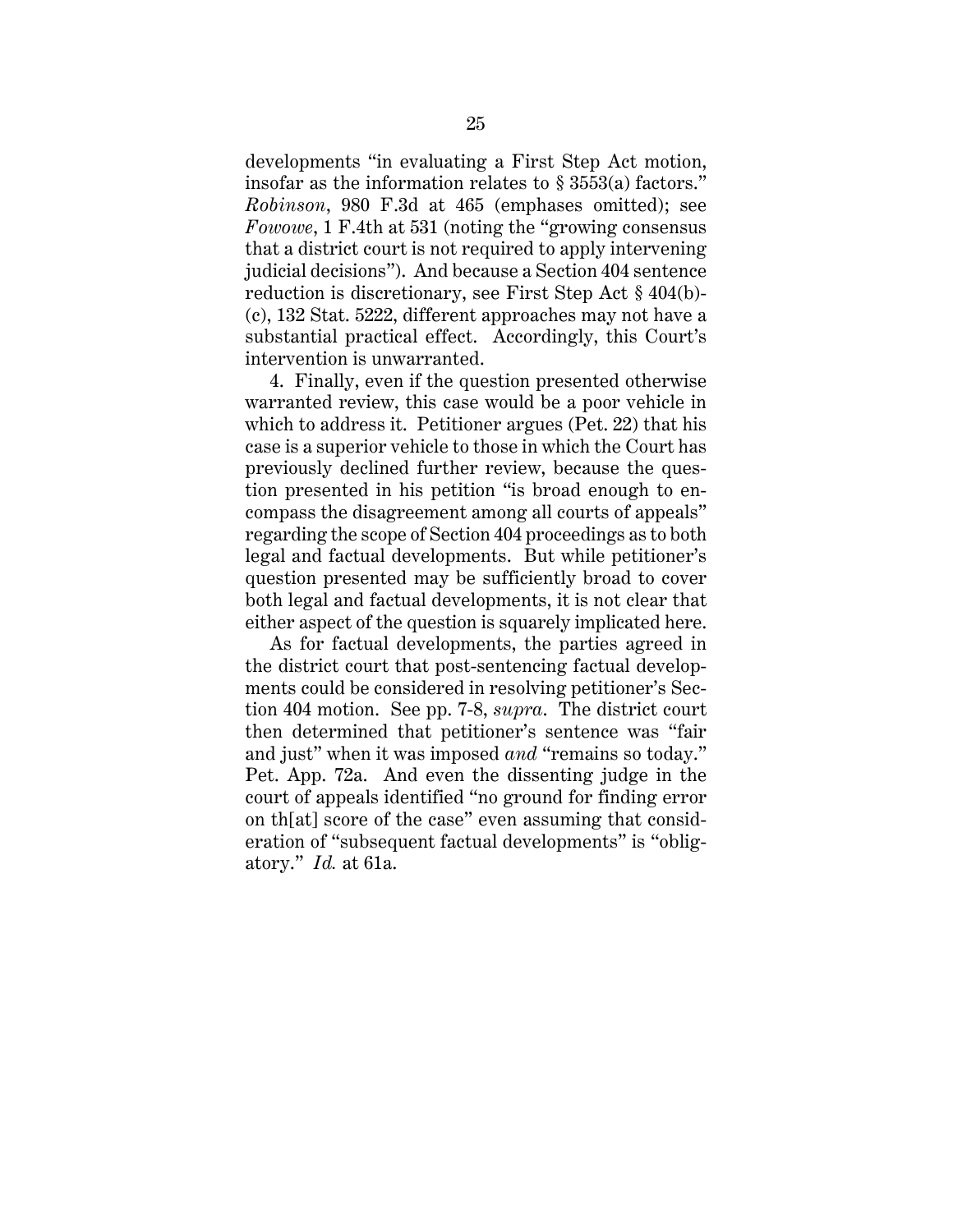developments "in evaluating a First Step Act motion, insofar as the information relates to § 3553(a) factors." *Robinson*, 980 F.3d at 465 (emphases omitted); see *Fowowe*, 1 F.4th at 531 (noting the "growing consensus that a district court is not required to apply intervening judicial decisions"). And because a Section 404 sentence reduction is discretionary, see First Step Act § 404(b)-(c), 132 Stat. 5222, different approaches may not have a substantial practical effect. Accordingly, this Court's intervention is unwarranted.

4. Finally, even if the question presented otherwise warranted review, this case would be a poor vehicle in which to address it. Petitioner argues (Pet. 22) that his case is a superior vehicle to those in which the Court has previously declined further review, because the question presented in his petition "is broad enough to encompass the disagreement among all courts of appeals" regarding the scope of Section 404 proceedings as to both legal and factual developments. But while petitioner's question presented may be sufficiently broad to cover both legal and factual developments, it is not clear that either aspect of the question is squarely implicated here.

As for factual developments, the parties agreed in the district court that post-sentencing factual developments could be considered in resolving petitioner's Section 404 motion. See pp. 7-8, *supra*. The district court then determined that petitioner's sentence was "fair and just" when it was imposed *and* "remains so today." Pet. App. 72a. And even the dissenting judge in the court of appeals identified "no ground for finding error on th[at] score of the case" even assuming that consideration of "subsequent factual developments" is "obligatory." *Id.* at 61a.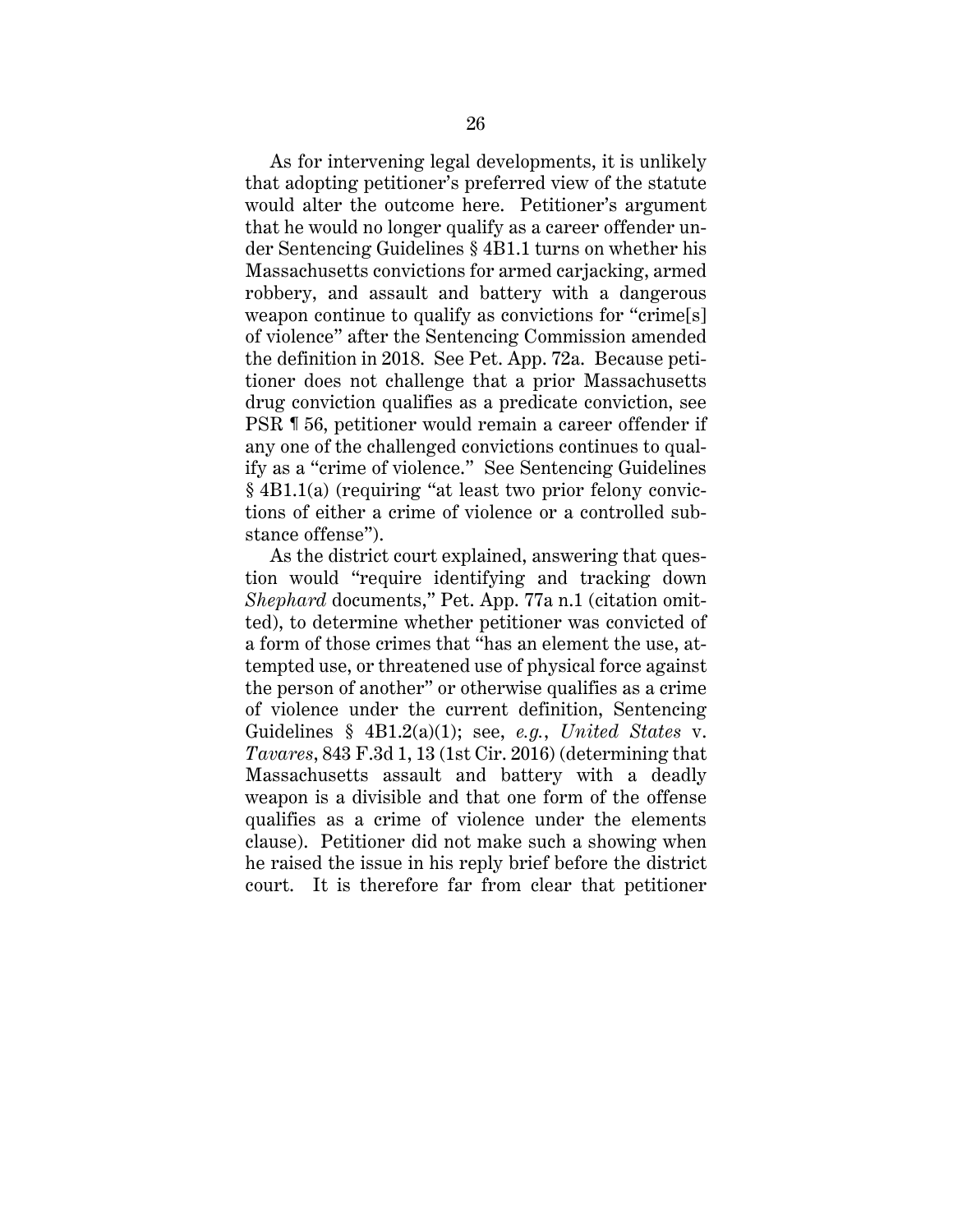As for intervening legal developments, it is unlikely that adopting petitioner's preferred view of the statute would alter the outcome here. Petitioner's argument that he would no longer qualify as a career offender under Sentencing Guidelines § 4B1.1 turns on whether his Massachusetts convictions for armed carjacking, armed robbery, and assault and battery with a dangerous weapon continue to qualify as convictions for "crime[s] of violence" after the Sentencing Commission amended the definition in 2018. See Pet. App. 72a. Because petitioner does not challenge that a prior Massachusetts drug conviction qualifies as a predicate conviction, see PSR ¶ 56, petitioner would remain a career offender if any one of the challenged convictions continues to qualify as a "crime of violence." See Sentencing Guidelines § 4B1.1(a) (requiring "at least two prior felony convictions of either a crime of violence or a controlled substance offense").

As the district court explained, answering that question would "require identifying and tracking down *Shephard* documents," Pet. App. 77a n.1 (citation omitted), to determine whether petitioner was convicted of a form of those crimes that "has an element the use, attempted use, or threatened use of physical force against the person of another" or otherwise qualifies as a crime of violence under the current definition, Sentencing Guidelines § 4B1.2(a)(1); see, *e.g.*, *United States* v. *Tavares*, 843 F.3d 1, 13 (1st Cir. 2016) (determining that Massachusetts assault and battery with a deadly weapon is a divisible and that one form of the offense qualifies as a crime of violence under the elements clause). Petitioner did not make such a showing when he raised the issue in his reply brief before the district court. It is therefore far from clear that petitioner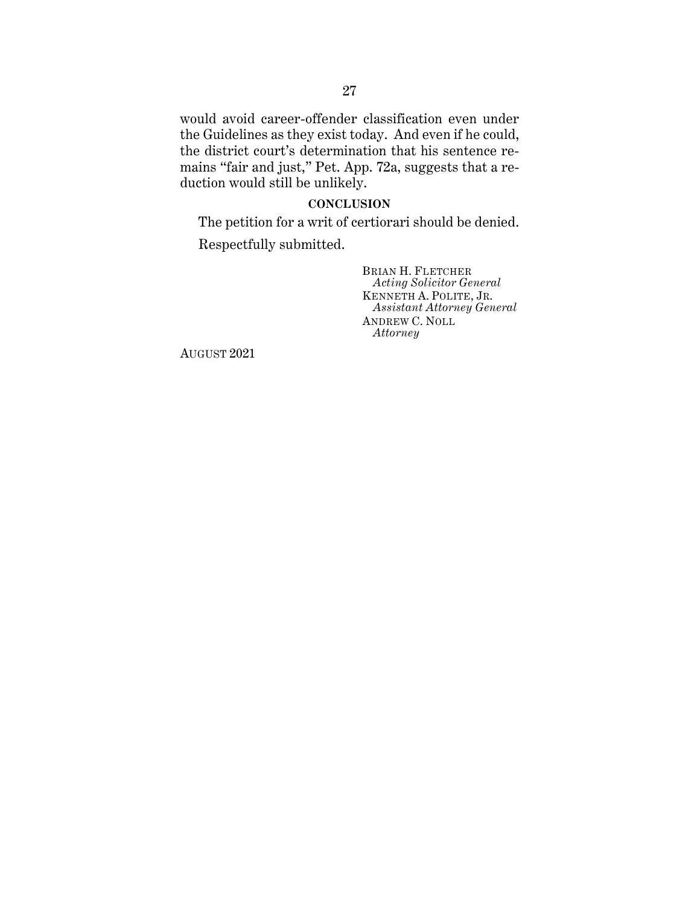would avoid career-offender classification even under the Guidelines as they exist today. And even if he could, the district court's determination that his sentence remains "fair and just," Pet. App. 72a, suggests that a reduction would still be unlikely.

## CONCLUSION

The petition for a writ of certiorari should be denied.

Respectfully submitted.

BRIAN H. FLETCHER
*Acting Solicitor General*
KENNETH A. POLITE, JR.
*Assistant Attorney General*
ANDREW C. NOLL
*Attorney*

AUGUST 2021